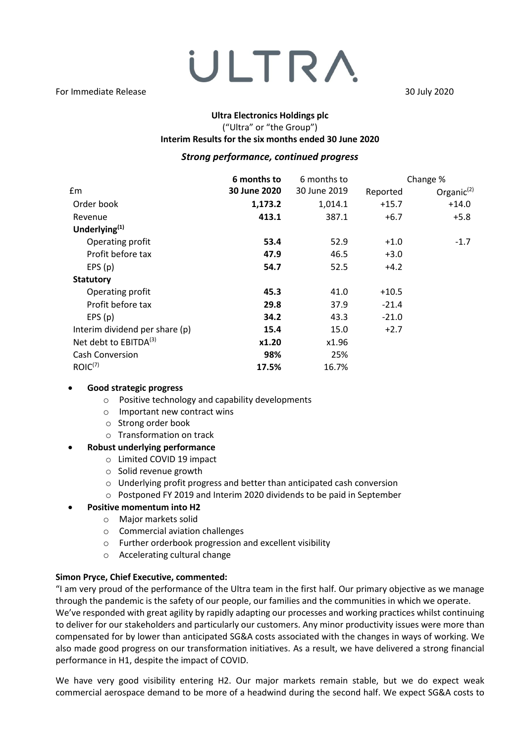ULTRA

For Immediate Release 30 July 2020

**Ultra Electronics Holdings plc**
("Ultra" or "the Group")
**Interim Results for the six months ended 30 June 2020**

***Strong performance, continued progress***

| £m | **6 months to 30 June 2020** | 6 months to 30 June 2019 | Change % Reported | Organic[(2)] |
|---|---|---|---|---|
| Order book | **1,173.2** | 1,014.1 | +15.7 | +14.0 |
| Revenue | **413.1** | 387.1 | +6.7 | +5.8 |
| **Underlying[(1)]** | | | | |
| Operating profit | **53.4** | 52.9 | +1.0 | -1.7 |
| Profit before tax | **47.9** | 46.5 | +3.0 | |
| EPS (p) | **54.7** | 52.5 | +4.2 | |
| **Statutory** | | | | |
| Operating profit | **45.3** | 41.0 | +10.5 | |
| Profit before tax | **29.8** | 37.9 | -21.4 | |
| EPS (p) | **34.2** | 43.3 | -21.0 | |
| Interim dividend per share (p) | **15.4** | 15.0 | +2.7 | |
| Net debt to EBITDA[(3)] | **x1.20** | x1.96 | | |
| Cash Conversion | **98%** | 25% | | |
| ROIC[(7)] | **17.5%** | 16.7% | | |

- **Good strategic progress**
    - Positive technology and capability developments
    - Important new contract wins
    - Strong order book
    - Transformation on track
- **Robust underlying performance**
    - Limited COVID 19 impact
    - Solid revenue growth
    - Underlying profit progress and better than anticipated cash conversion
    - Postponed FY 2019 and Interim 2020 dividends to be paid in September
- **Positive momentum into H2**
    - Major markets solid
    - Commercial aviation challenges
    - Further orderbook progression and excellent visibility
    - Accelerating cultural change

**Simon Pryce, Chief Executive, commented:**

"I am very proud of the performance of the Ultra team in the first half. Our primary objective as we manage through the pandemic is the safety of our people, our families and the communities in which we operate. We've responded with great agility by rapidly adapting our processes and working practices whilst continuing to deliver for our stakeholders and particularly our customers. Any minor productivity issues were more than compensated for by lower than anticipated SG&A costs associated with the changes in ways of working. We also made good progress on our transformation initiatives. As a result, we have delivered a strong financial performance in H1, despite the impact of COVID.

We have very good visibility entering H2. Our major markets remain stable, but we do expect weak commercial aerospace demand to be more of a headwind during the second half. We expect SG&A costs to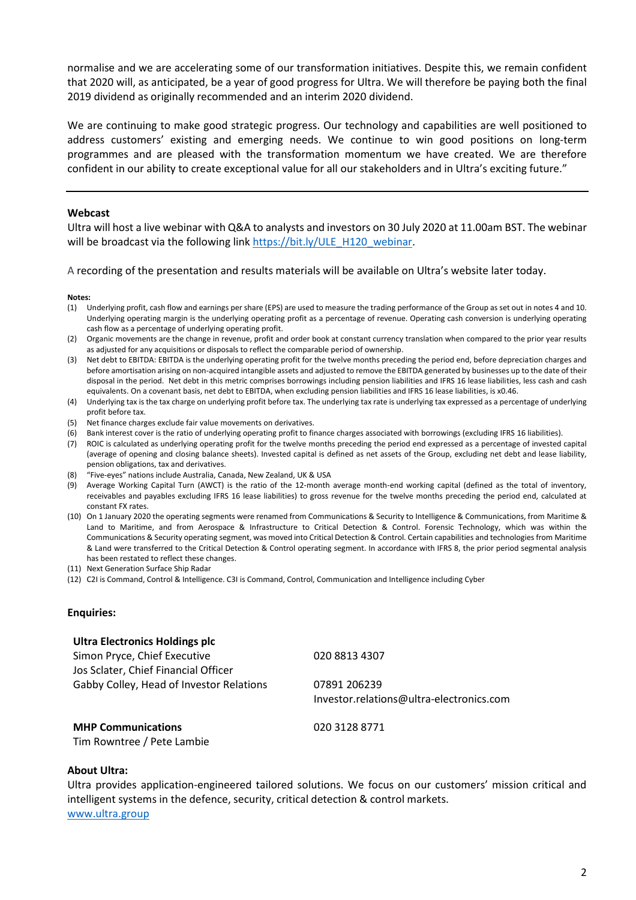normalise and we are accelerating some of our transformation initiatives. Despite this, we remain confident that 2020 will, as anticipated, be a year of good progress for Ultra. We will therefore be paying both the final 2019 dividend as originally recommended and an interim 2020 dividend.

We are continuing to make good strategic progress. Our technology and capabilities are well positioned to address customers' existing and emerging needs. We continue to win good positions on long-term programmes and are pleased with the transformation momentum we have created. We are therefore confident in our ability to create exceptional value for all our stakeholders and in Ultra's exciting future."

---

**Webcast**

Ultra will host a live webinar with Q&A to analysts and investors on 30 July 2020 at 11.00am BST. The webinar will be broadcast via the following link [https://bit.ly/ULE_H120_webinar](https://bit.ly/ULE_H120_webinar).

A recording of the presentation and results materials will be available on Ultra's website later today.

**Notes:**

(1) Underlying profit, cash flow and earnings per share (EPS) are used to measure the trading performance of the Group as set out in notes 4 and 10. Underlying operating margin is the underlying operating profit as a percentage of revenue. Operating cash conversion is underlying operating cash flow as a percentage of underlying operating profit.

(2) Organic movements are the change in revenue, profit and order book at constant currency translation when compared to the prior year results as adjusted for any acquisitions or disposals to reflect the comparable period of ownership.

(3) Net debt to EBITDA: EBITDA is the underlying operating profit for the twelve months preceding the period end, before depreciation charges and before amortisation arising on non-acquired intangible assets and adjusted to remove the EBITDA generated by businesses up to the date of their disposal in the period. Net debt in this metric comprises borrowings including pension liabilities and IFRS 16 lease liabilities, less cash and cash equivalents. On a covenant basis, net debt to EBITDA, when excluding pension liabilities and IFRS 16 lease liabilities, is x0.46.

(4) Underlying tax is the tax charge on underlying profit before tax. The underlying tax rate is underlying tax expressed as a percentage of underlying profit before tax.

(5) Net finance charges exclude fair value movements on derivatives.

(6) Bank interest cover is the ratio of underlying operating profit to finance charges associated with borrowings (excluding IFRS 16 liabilities).

(7) ROIC is calculated as underlying operating profit for the twelve months preceding the period end expressed as a percentage of invested capital (average of opening and closing balance sheets). Invested capital is defined as net assets of the Group, excluding net debt and lease liability, pension obligations, tax and derivatives.

(8) "Five-eyes" nations include Australia, Canada, New Zealand, UK & USA

(9) Average Working Capital Turn (AWCT) is the ratio of the 12-month average month-end working capital (defined as the total of inventory, receivables and payables excluding IFRS 16 lease liabilities) to gross revenue for the twelve months preceding the period end, calculated at constant FX rates.

(10) On 1 January 2020 the operating segments were renamed from Communications & Security to Intelligence & Communications, from Maritime & Land to Maritime, and from Aerospace & Infrastructure to Critical Detection & Control. Forensic Technology, which was within the Communications & Security operating segment, was moved into Critical Detection & Control. Certain capabilities and technologies from Maritime & Land were transferred to the Critical Detection & Control operating segment. In accordance with IFRS 8, the prior period segmental analysis has been restated to reflect these changes.

(11) Next Generation Surface Ship Radar

(12) C2I is Command, Control & Intelligence. C3I is Command, Control, Communication and Intelligence including Cyber

**Enquiries:**

| | |
|---|---|
| **Ultra Electronics Holdings plc** | |
| Simon Pryce, Chief Executive | 020 8813 4307 |
| Jos Sclater, Chief Financial Officer | |
| Gabby Colley, Head of Investor Relations | 07891 206239 |
| | Investor.relations@ultra-electronics.com |
| **MHP Communications** | 020 3128 8771 |
| Tim Rowntree / Pete Lambie | |

**About Ultra:**

Ultra provides application-engineered tailored solutions. We focus on our customers' mission critical and intelligent systems in the defence, security, critical detection & control markets.
[www.ultra.group](www.ultra.group)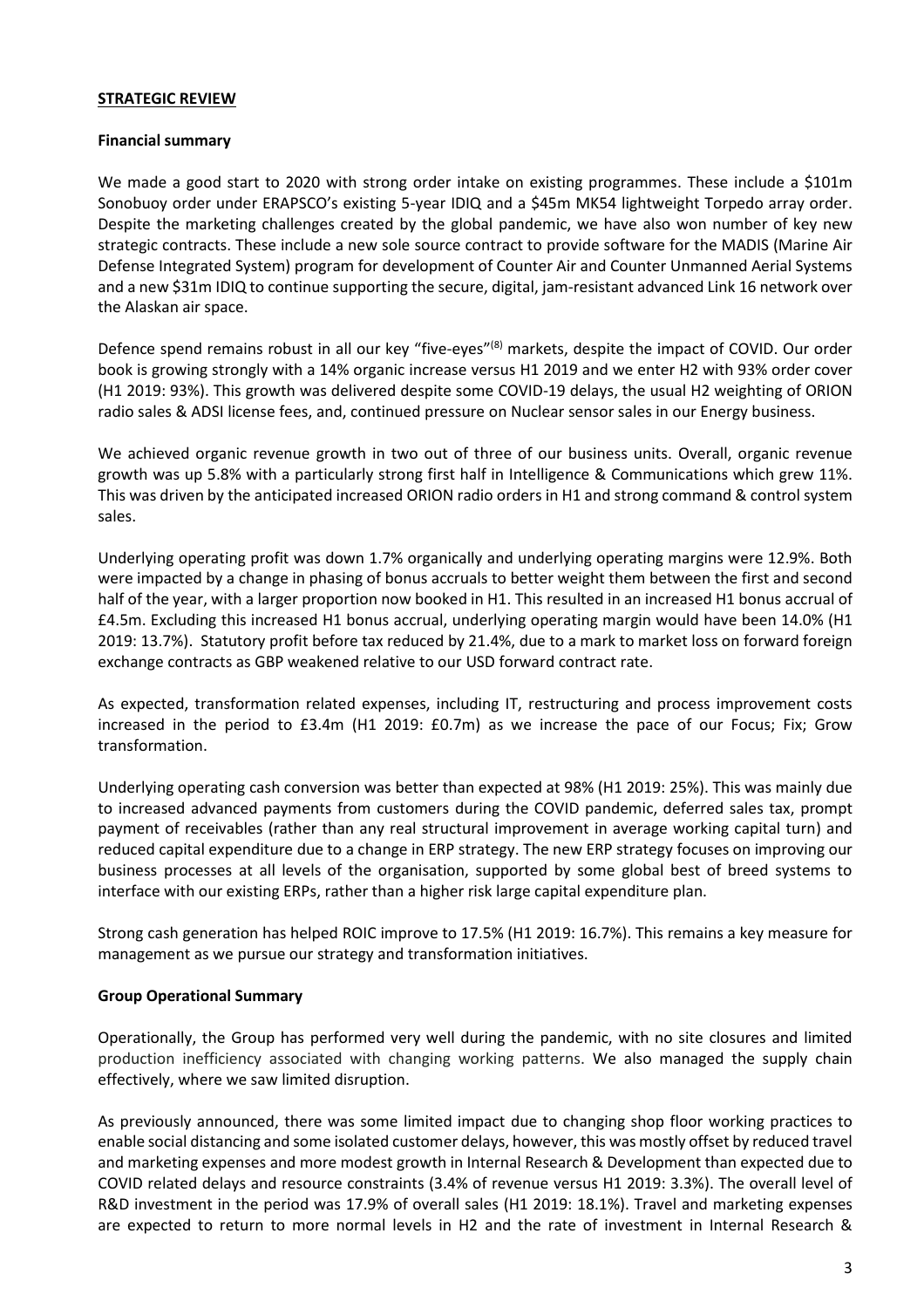## STRATEGIC REVIEW

### Financial summary

We made a good start to 2020 with strong order intake on existing programmes. These include a $101m Sonobuoy order under ERAPSCO's existing 5-year IDIQ and a $45m MK54 lightweight Torpedo array order. Despite the marketing challenges created by the global pandemic, we have also won number of key new strategic contracts. These include a new sole source contract to provide software for the MADIS (Marine Air Defense Integrated System) program for development of Counter Air and Counter Unmanned Aerial Systems and a new $31m IDIQ to continue supporting the secure, digital, jam-resistant advanced Link 16 network over the Alaskan air space.

Defence spend remains robust in all our key "five-eyes"[(8)] markets, despite the impact of COVID. Our order book is growing strongly with a 14% organic increase versus H1 2019 and we enter H2 with 93% order cover (H1 2019: 93%). This growth was delivered despite some COVID-19 delays, the usual H2 weighting of ORION radio sales & ADSI license fees, and, continued pressure on Nuclear sensor sales in our Energy business.

We achieved organic revenue growth in two out of three of our business units. Overall, organic revenue growth was up 5.8% with a particularly strong first half in Intelligence & Communications which grew 11%. This was driven by the anticipated increased ORION radio orders in H1 and strong command & control system sales.

Underlying operating profit was down 1.7% organically and underlying operating margins were 12.9%. Both were impacted by a change in phasing of bonus accruals to better weight them between the first and second half of the year, with a larger proportion now booked in H1. This resulted in an increased H1 bonus accrual of £4.5m. Excluding this increased H1 bonus accrual, underlying operating margin would have been 14.0% (H1 2019: 13.7%). Statutory profit before tax reduced by 21.4%, due to a mark to market loss on forward foreign exchange contracts as GBP weakened relative to our USD forward contract rate.

As expected, transformation related expenses, including IT, restructuring and process improvement costs increased in the period to £3.4m (H1 2019: £0.7m) as we increase the pace of our Focus; Fix; Grow transformation.

Underlying operating cash conversion was better than expected at 98% (H1 2019: 25%). This was mainly due to increased advanced payments from customers during the COVID pandemic, deferred sales tax, prompt payment of receivables (rather than any real structural improvement in average working capital turn) and reduced capital expenditure due to a change in ERP strategy. The new ERP strategy focuses on improving our business processes at all levels of the organisation, supported by some global best of breed systems to interface with our existing ERPs, rather than a higher risk large capital expenditure plan.

Strong cash generation has helped ROIC improve to 17.5% (H1 2019: 16.7%). This remains a key measure for management as we pursue our strategy and transformation initiatives.

### Group Operational Summary

Operationally, the Group has performed very well during the pandemic, with no site closures and limited production inefficiency associated with changing working patterns. We also managed the supply chain effectively, where we saw limited disruption.

As previously announced, there was some limited impact due to changing shop floor working practices to enable social distancing and some isolated customer delays, however, this was mostly offset by reduced travel and marketing expenses and more modest growth in Internal Research & Development than expected due to COVID related delays and resource constraints (3.4% of revenue versus H1 2019: 3.3%). The overall level of R&D investment in the period was 17.9% of overall sales (H1 2019: 18.1%). Travel and marketing expenses are expected to return to more normal levels in H2 and the rate of investment in Internal Research &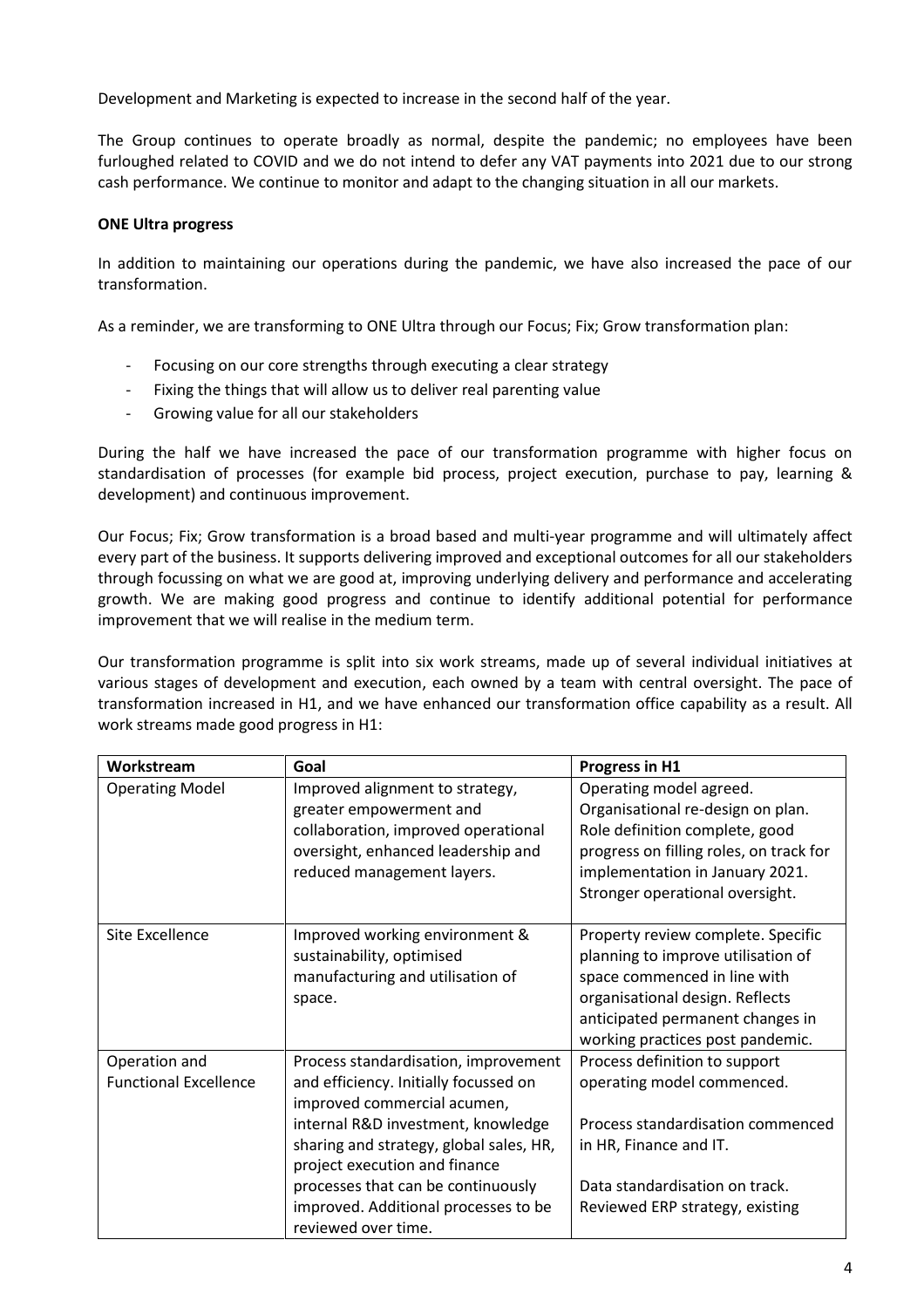Development and Marketing is expected to increase in the second half of the year.

The Group continues to operate broadly as normal, despite the pandemic; no employees have been furloughed related to COVID and we do not intend to defer any VAT payments into 2021 due to our strong cash performance. We continue to monitor and adapt to the changing situation in all our markets.

**ONE Ultra progress**

In addition to maintaining our operations during the pandemic, we have also increased the pace of our transformation.

As a reminder, we are transforming to ONE Ultra through our Focus; Fix; Grow transformation plan:

- Focusing on our core strengths through executing a clear strategy
- Fixing the things that will allow us to deliver real parenting value
- Growing value for all our stakeholders

During the half we have increased the pace of our transformation programme with higher focus on standardisation of processes (for example bid process, project execution, purchase to pay, learning & development) and continuous improvement.

Our Focus; Fix; Grow transformation is a broad based and multi-year programme and will ultimately affect every part of the business. It supports delivering improved and exceptional outcomes for all our stakeholders through focussing on what we are good at, improving underlying delivery and performance and accelerating growth. We are making good progress and continue to identify additional potential for performance improvement that we will realise in the medium term.

Our transformation programme is split into six work streams, made up of several individual initiatives at various stages of development and execution, each owned by a team with central oversight. The pace of transformation increased in H1, and we have enhanced our transformation office capability as a result. All work streams made good progress in H1:

| Workstream | Goal | Progress in H1 |
|---|---|---|
| Operating Model | Improved alignment to strategy, greater empowerment and collaboration, improved operational oversight, enhanced leadership and reduced management layers. | Operating model agreed. Organisational re-design on plan. Role definition complete, good progress on filling roles, on track for implementation in January 2021. Stronger operational oversight. |
| Site Excellence | Improved working environment & sustainability, optimised manufacturing and utilisation of space. | Property review complete. Specific planning to improve utilisation of space commenced in line with organisational design. Reflects anticipated permanent changes in working practices post pandemic. |
| Operation and Functional Excellence | Process standardisation, improvement and efficiency. Initially focussed on improved commercial acumen, internal R&D investment, knowledge sharing and strategy, global sales, HR, project execution and finance processes that can be continuously improved. Additional processes to be reviewed over time. | Process definition to support operating model commenced.<br><br>Process standardisation commenced in HR, Finance and IT.<br><br>Data standardisation on track. Reviewed ERP strategy, existing |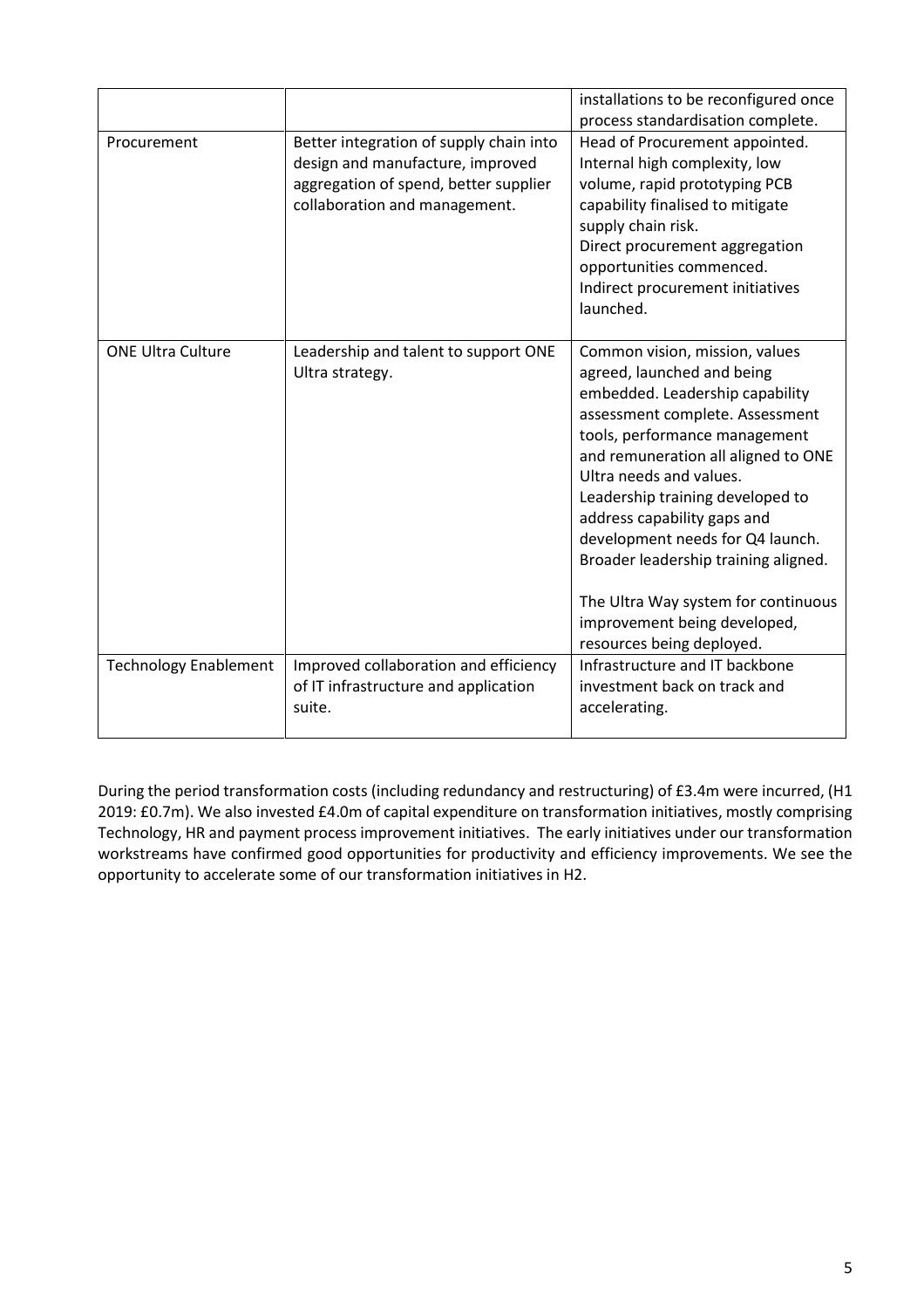| | | |
|---|---|---|
| | | installations to be reconfigured once process standardisation complete. |
| Procurement | Better integration of supply chain into design and manufacture, improved aggregation of spend, better supplier collaboration and management. | Head of Procurement appointed. Internal high complexity, low volume, rapid prototyping PCB capability finalised to mitigate supply chain risk. Direct procurement aggregation opportunities commenced. Indirect procurement initiatives launched. |
| ONE Ultra Culture | Leadership and talent to support ONE Ultra strategy. | Common vision, mission, values agreed, launched and being embedded. Leadership capability assessment complete. Assessment tools, performance management and remuneration all aligned to ONE Ultra needs and values. Leadership training developed to address capability gaps and development needs for Q4 launch. Broader leadership training aligned. The Ultra Way system for continuous improvement being developed, resources being deployed. |
| Technology Enablement | Improved collaboration and efficiency of IT infrastructure and application suite. | Infrastructure and IT backbone investment back on track and accelerating. |

During the period transformation costs (including redundancy and restructuring) of £3.4m were incurred, (H1 2019: £0.7m). We also invested £4.0m of capital expenditure on transformation initiatives, mostly comprising Technology, HR and payment process improvement initiatives. The early initiatives under our transformation workstreams have confirmed good opportunities for productivity and efficiency improvements. We see the opportunity to accelerate some of our transformation initiatives in H2.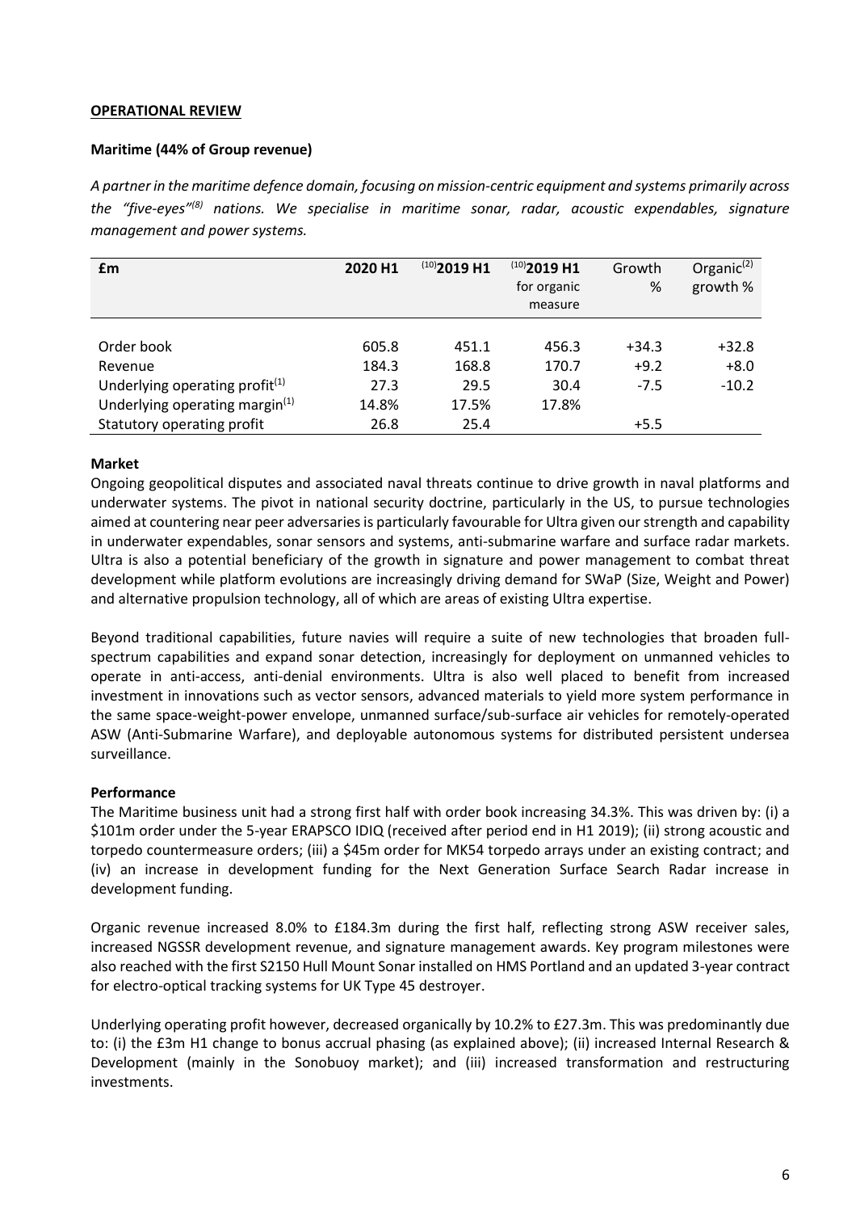## OPERATIONAL REVIEW

### Maritime (44% of Group revenue)

*A partner in the maritime defence domain, focusing on mission-centric equipment and systems primarily across the "five-eyes"[(8)] nations. We specialise in maritime sonar, radar, acoustic expendables, signature management and power systems.*

| £m | 2020 H1 | [(10)]2019 H1 | [(10)]2019 H1 for organic measure | Growth % | Organic[(2)] growth % |
|---|---|---|---|---|---|
| Order book | 605.8 | 451.1 | 456.3 | +34.3 | +32.8 |
| Revenue | 184.3 | 168.8 | 170.7 | +9.2 | +8.0 |
| Underlying operating profit[(1)] | 27.3 | 29.5 | 30.4 | -7.5 | -10.2 |
| Underlying operating margin[(1)] | 14.8% | 17.5% | 17.8% | | |
| Statutory operating profit | 26.8 | 25.4 | | +5.5 | |

#### Market

Ongoing geopolitical disputes and associated naval threats continue to drive growth in naval platforms and underwater systems. The pivot in national security doctrine, particularly in the US, to pursue technologies aimed at countering near peer adversaries is particularly favourable for Ultra given our strength and capability in underwater expendables, sonar sensors and systems, anti-submarine warfare and surface radar markets. Ultra is also a potential beneficiary of the growth in signature and power management to combat threat development while platform evolutions are increasingly driving demand for SWaP (Size, Weight and Power) and alternative propulsion technology, all of which are areas of existing Ultra expertise.

Beyond traditional capabilities, future navies will require a suite of new technologies that broaden full-spectrum capabilities and expand sonar detection, increasingly for deployment on unmanned vehicles to operate in anti-access, anti-denial environments. Ultra is also well placed to benefit from increased investment in innovations such as vector sensors, advanced materials to yield more system performance in the same space-weight-power envelope, unmanned surface/sub-surface air vehicles for remotely-operated ASW (Anti-Submarine Warfare), and deployable autonomous systems for distributed persistent undersea surveillance.

#### Performance

The Maritime business unit had a strong first half with order book increasing 34.3%. This was driven by: (i) a \$101m order under the 5-year ERAPSCO IDIQ (received after period end in H1 2019); (ii) strong acoustic and torpedo countermeasure orders; (iii) a \$45m order for MK54 torpedo arrays under an existing contract; and (iv) an increase in development funding for the Next Generation Surface Search Radar increase in development funding.

Organic revenue increased 8.0% to £184.3m during the first half, reflecting strong ASW receiver sales, increased NGSSR development revenue, and signature management awards. Key program milestones were also reached with the first S2150 Hull Mount Sonar installed on HMS Portland and an updated 3-year contract for electro-optical tracking systems for UK Type 45 destroyer.

Underlying operating profit however, decreased organically by 10.2% to £27.3m. This was predominantly due to: (i) the £3m H1 change to bonus accrual phasing (as explained above); (ii) increased Internal Research & Development (mainly in the Sonobuoy market); and (iii) increased transformation and restructuring investments.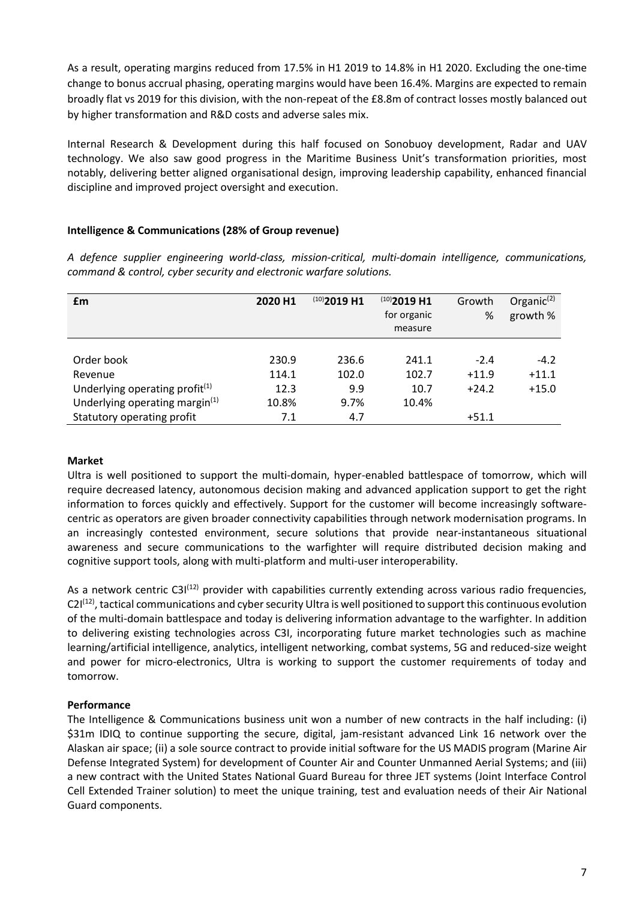As a result, operating margins reduced from 17.5% in H1 2019 to 14.8% in H1 2020. Excluding the one-time change to bonus accrual phasing, operating margins would have been 16.4%. Margins are expected to remain broadly flat vs 2019 for this division, with the non-repeat of the £8.8m of contract losses mostly balanced out by higher transformation and R&D costs and adverse sales mix.

Internal Research & Development during this half focused on Sonobuoy development, Radar and UAV technology. We also saw good progress in the Maritime Business Unit's transformation priorities, most notably, delivering better aligned organisational design, improving leadership capability, enhanced financial discipline and improved project oversight and execution.

**Intelligence & Communications (28% of Group revenue)**

*A defence supplier engineering world-class, mission-critical, multi-domain intelligence, communications, command & control, cyber security and electronic warfare solutions.*

| £m | 2020 H1 | [10]2019 H1 | [10]2019 H1 for organic measure | Growth % | Organic[2] growth % |
|---|---|---|---|---|---|
| Order book | 230.9 | 236.6 | 241.1 | -2.4 | -4.2 |
| Revenue | 114.1 | 102.0 | 102.7 | +11.9 | +11.1 |
| Underlying operating profit[1] | 12.3 | 9.9 | 10.7 | +24.2 | +15.0 |
| Underlying operating margin[1] | 10.8% | 9.7% | 10.4% | | |
| Statutory operating profit | 7.1 | 4.7 | | +51.1 | |

**Market**

Ultra is well positioned to support the multi-domain, hyper-enabled battlespace of tomorrow, which will require decreased latency, autonomous decision making and advanced application support to get the right information to forces quickly and effectively. Support for the customer will become increasingly software-centric as operators are given broader connectivity capabilities through network modernisation programs. In an increasingly contested environment, secure solutions that provide near-instantaneous situational awareness and secure communications to the warfighter will require distributed decision making and cognitive support tools, along with multi-platform and multi-user interoperability.

As a network centric C3I[12] provider with capabilities currently extending across various radio frequencies, C2I[12], tactical communications and cyber security Ultra is well positioned to support this continuous evolution of the multi-domain battlespace and today is delivering information advantage to the warfighter. In addition to delivering existing technologies across C3I, incorporating future market technologies such as machine learning/artificial intelligence, analytics, intelligent networking, combat systems, 5G and reduced-size weight and power for micro-electronics, Ultra is working to support the customer requirements of today and tomorrow.

**Performance**

The Intelligence & Communications business unit won a number of new contracts in the half including: (i) $31m IDIQ to continue supporting the secure, digital, jam-resistant advanced Link 16 network over the Alaskan air space; (ii) a sole source contract to provide initial software for the US MADIS program (Marine Air Defense Integrated System) for development of Counter Air and Counter Unmanned Aerial Systems; and (iii) a new contract with the United States National Guard Bureau for three JET systems (Joint Interface Control Cell Extended Trainer solution) to meet the unique training, test and evaluation needs of their Air National Guard components.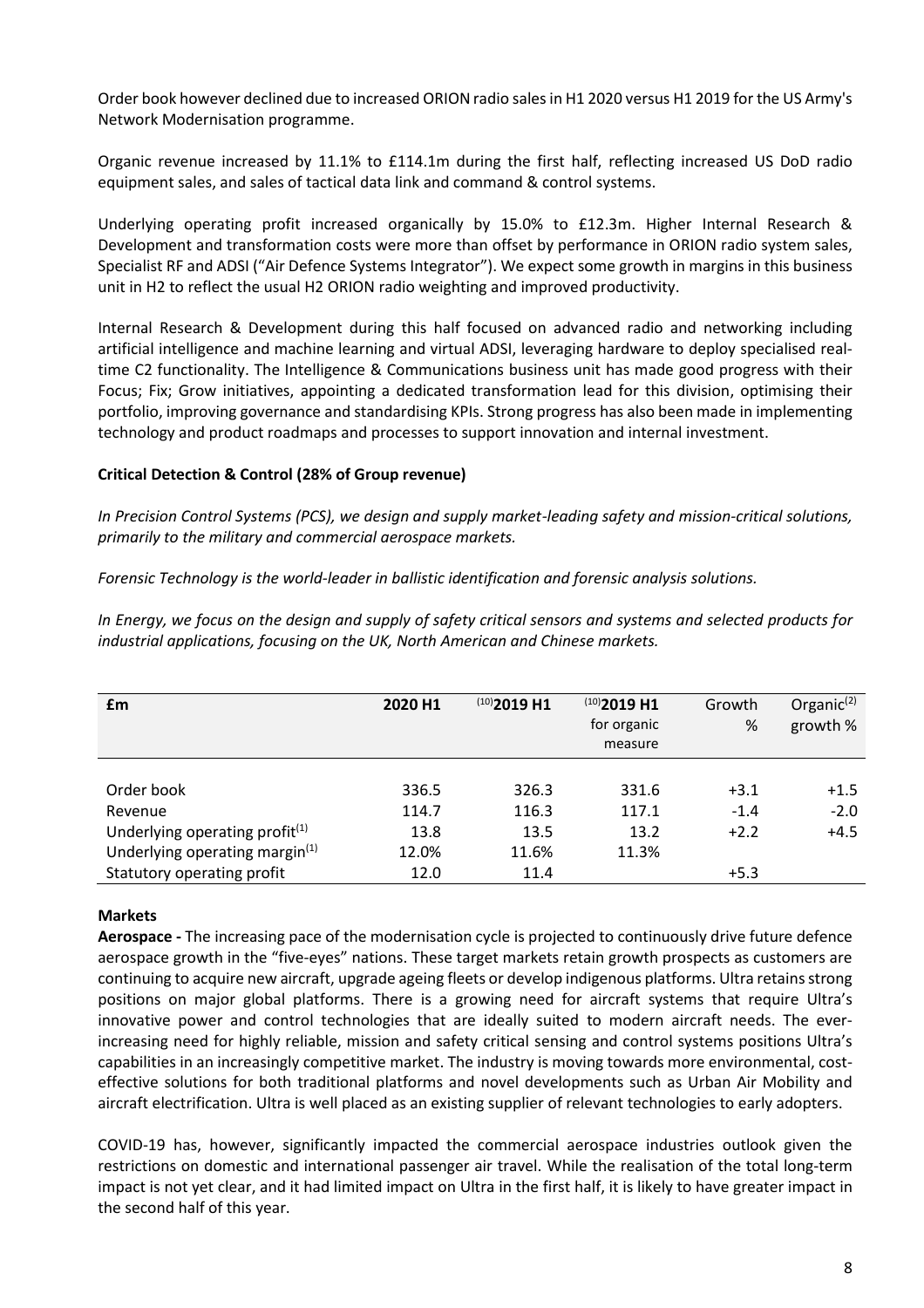Order book however declined due to increased ORION radio sales in H1 2020 versus H1 2019 for the US Army's Network Modernisation programme.

Organic revenue increased by 11.1% to £114.1m during the first half, reflecting increased US DoD radio equipment sales, and sales of tactical data link and command & control systems.

Underlying operating profit increased organically by 15.0% to £12.3m. Higher Internal Research & Development and transformation costs were more than offset by performance in ORION radio system sales, Specialist RF and ADSI ("Air Defence Systems Integrator"). We expect some growth in margins in this business unit in H2 to reflect the usual H2 ORION radio weighting and improved productivity.

Internal Research & Development during this half focused on advanced radio and networking including artificial intelligence and machine learning and virtual ADSI, leveraging hardware to deploy specialised real-time C2 functionality. The Intelligence & Communications business unit has made good progress with their Focus; Fix; Grow initiatives, appointing a dedicated transformation lead for this division, optimising their portfolio, improving governance and standardising KPIs. Strong progress has also been made in implementing technology and product roadmaps and processes to support innovation and internal investment.

**Critical Detection & Control (28% of Group revenue)**

*In Precision Control Systems (PCS), we design and supply market-leading safety and mission-critical solutions, primarily to the military and commercial aerospace markets.*

*Forensic Technology is the world-leader in ballistic identification and forensic analysis solutions.*

*In Energy, we focus on the design and supply of safety critical sensors and systems and selected products for industrial applications, focusing on the UK, North American and Chinese markets.*

| £m | 2020 H1 | (10) 2019 H1 | (10) 2019 H1 for organic measure | Growth % | Organic(2) growth % |
|---|---|---|---|---|---|
| Order book | 336.5 | 326.3 | 331.6 | +3.1 | +1.5 |
| Revenue | 114.7 | 116.3 | 117.1 | -1.4 | -2.0 |
| Underlying operating profit(1) | 13.8 | 13.5 | 13.2 | +2.2 | +4.5 |
| Underlying operating margin(1) | 12.0% | 11.6% | 11.3% | | |
| Statutory operating profit | 12.0 | 11.4 | | +5.3 | |

**Markets**

**Aerospace -** The increasing pace of the modernisation cycle is projected to continuously drive future defence aerospace growth in the "five-eyes" nations. These target markets retain growth prospects as customers are continuing to acquire new aircraft, upgrade ageing fleets or develop indigenous platforms. Ultra retains strong positions on major global platforms. There is a growing need for aircraft systems that require Ultra's innovative power and control technologies that are ideally suited to modern aircraft needs. The ever-increasing need for highly reliable, mission and safety critical sensing and control systems positions Ultra's capabilities in an increasingly competitive market. The industry is moving towards more environmental, cost-effective solutions for both traditional platforms and novel developments such as Urban Air Mobility and aircraft electrification. Ultra is well placed as an existing supplier of relevant technologies to early adopters.

COVID-19 has, however, significantly impacted the commercial aerospace industries outlook given the restrictions on domestic and international passenger air travel. While the realisation of the total long-term impact is not yet clear, and it had limited impact on Ultra in the first half, it is likely to have greater impact in the second half of this year.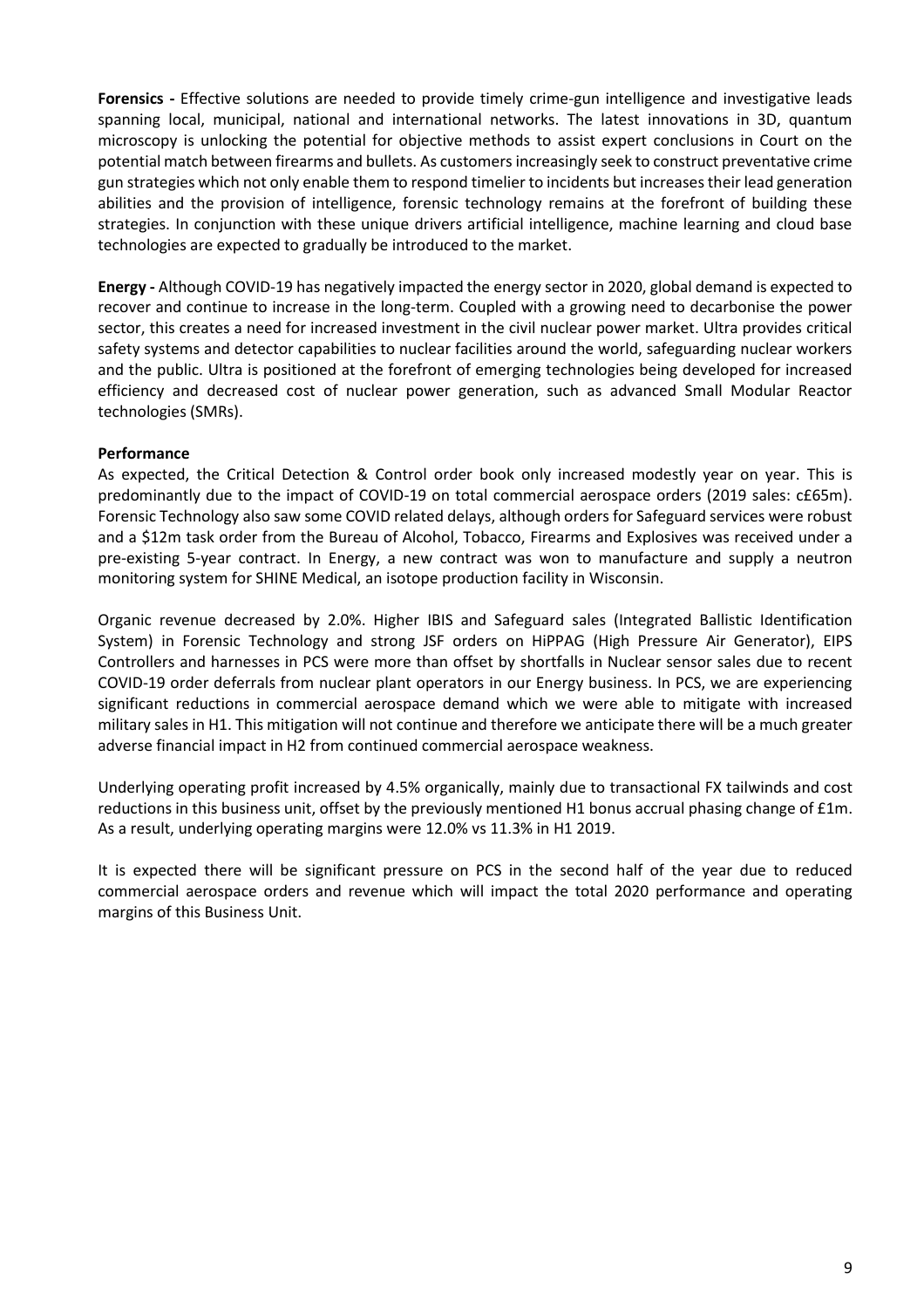**Forensics -** Effective solutions are needed to provide timely crime-gun intelligence and investigative leads spanning local, municipal, national and international networks. The latest innovations in 3D, quantum microscopy is unlocking the potential for objective methods to assist expert conclusions in Court on the potential match between firearms and bullets. As customers increasingly seek to construct preventative crime gun strategies which not only enable them to respond timelier to incidents but increases their lead generation abilities and the provision of intelligence, forensic technology remains at the forefront of building these strategies. In conjunction with these unique drivers artificial intelligence, machine learning and cloud base technologies are expected to gradually be introduced to the market.

**Energy -** Although COVID-19 has negatively impacted the energy sector in 2020, global demand is expected to recover and continue to increase in the long-term. Coupled with a growing need to decarbonise the power sector, this creates a need for increased investment in the civil nuclear power market. Ultra provides critical safety systems and detector capabilities to nuclear facilities around the world, safeguarding nuclear workers and the public. Ultra is positioned at the forefront of emerging technologies being developed for increased efficiency and decreased cost of nuclear power generation, such as advanced Small Modular Reactor technologies (SMRs).

**Performance**

As expected, the Critical Detection & Control order book only increased modestly year on year. This is predominantly due to the impact of COVID-19 on total commercial aerospace orders (2019 sales: c£65m). Forensic Technology also saw some COVID related delays, although orders for Safeguard services were robust and a $12m task order from the Bureau of Alcohol, Tobacco, Firearms and Explosives was received under a pre-existing 5-year contract. In Energy, a new contract was won to manufacture and supply a neutron monitoring system for SHINE Medical, an isotope production facility in Wisconsin.

Organic revenue decreased by 2.0%. Higher IBIS and Safeguard sales (Integrated Ballistic Identification System) in Forensic Technology and strong JSF orders on HiPPAG (High Pressure Air Generator), EIPS Controllers and harnesses in PCS were more than offset by shortfalls in Nuclear sensor sales due to recent COVID-19 order deferrals from nuclear plant operators in our Energy business. In PCS, we are experiencing significant reductions in commercial aerospace demand which we were able to mitigate with increased military sales in H1. This mitigation will not continue and therefore we anticipate there will be a much greater adverse financial impact in H2 from continued commercial aerospace weakness.

Underlying operating profit increased by 4.5% organically, mainly due to transactional FX tailwinds and cost reductions in this business unit, offset by the previously mentioned H1 bonus accrual phasing change of £1m. As a result, underlying operating margins were 12.0% vs 11.3% in H1 2019.

It is expected there will be significant pressure on PCS in the second half of the year due to reduced commercial aerospace orders and revenue which will impact the total 2020 performance and operating margins of this Business Unit.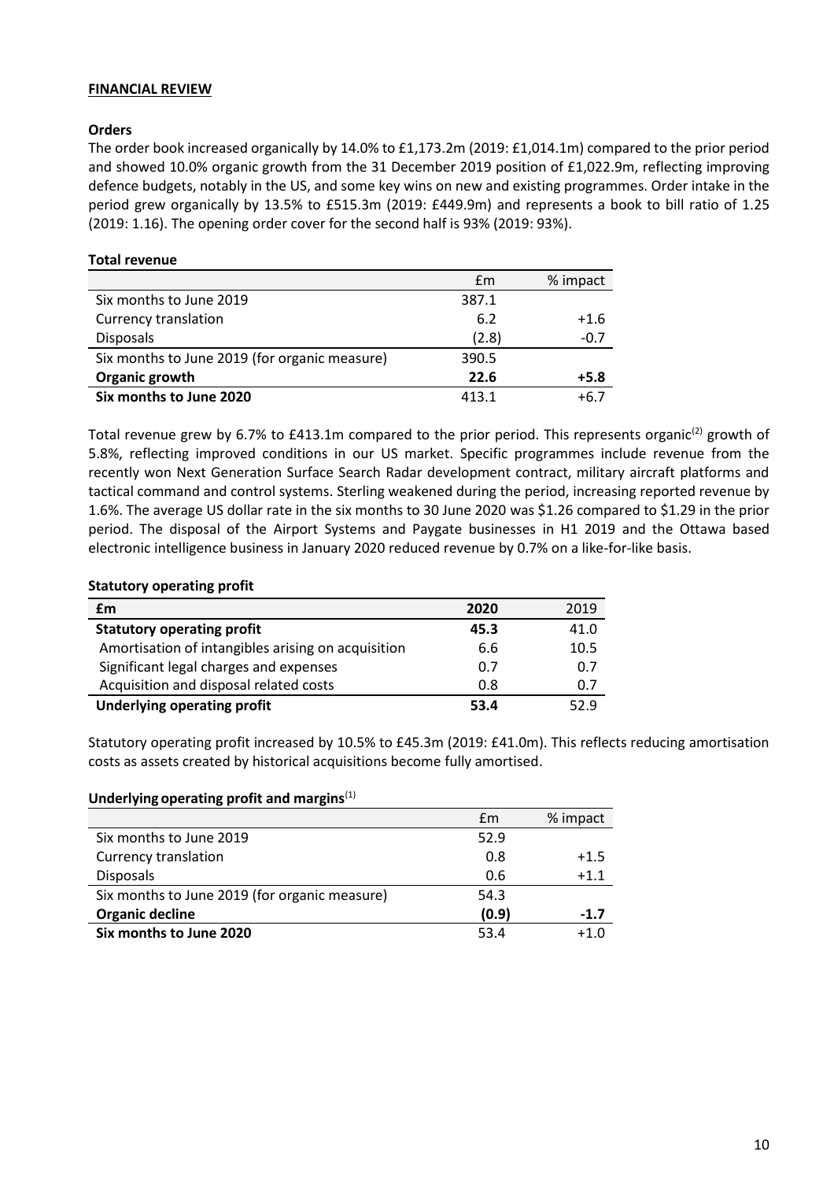## FINANCIAL REVIEW

### Orders

The order book increased organically by 14.0% to £1,173.2m (2019: £1,014.1m) compared to the prior period and showed 10.0% organic growth from the 31 December 2019 position of £1,022.9m, reflecting improving defence budgets, notably in the US, and some key wins on new and existing programmes. Order intake in the period grew organically by 13.5% to £515.3m (2019: £449.9m) and represents a book to bill ratio of 1.25 (2019: 1.16). The opening order cover for the second half is 93% (2019: 93%).

### Total revenue

| | £m | % impact |
|---|---|---|
| Six months to June 2019 | 387.1 | |
| Currency translation | 6.2 | +1.6 |
| Disposals | (2.8) | -0.7 |
| Six months to June 2019 (for organic measure) | 390.5 | |
| **Organic growth** | **22.6** | **+5.8** |
| **Six months to June 2020** | 413.1 | +6.7 |

Total revenue grew by 6.7% to £413.1m compared to the prior period. This represents organic[2] growth of 5.8%, reflecting improved conditions in our US market. Specific programmes include revenue from the recently won Next Generation Surface Search Radar development contract, military aircraft platforms and tactical command and control systems. Sterling weakened during the period, increasing reported revenue by 1.6%. The average US dollar rate in the six months to 30 June 2020 was $1.26 compared to $1.29 in the prior period. The disposal of the Airport Systems and Paygate businesses in H1 2019 and the Ottawa based electronic intelligence business in January 2020 reduced revenue by 0.7% on a like-for-like basis.

### Statutory operating profit

| £m | 2020 | 2019 |
|---|---|---|
| **Statutory operating profit** | **45.3** | 41.0 |
| Amortisation of intangibles arising on acquisition | 6.6 | 10.5 |
| Significant legal charges and expenses | 0.7 | 0.7 |
| Acquisition and disposal related costs | 0.8 | 0.7 |
| **Underlying operating profit** | **53.4** | 52.9 |

Statutory operating profit increased by 10.5% to £45.3m (2019: £41.0m). This reflects reducing amortisation costs as assets created by historical acquisitions become fully amortised.

### Underlying operating profit and margins[1]

| | £m | % impact |
|---|---|---|
| Six months to June 2019 | 52.9 | |
| Currency translation | 0.8 | +1.5 |
| Disposals | 0.6 | +1.1 |
| Six months to June 2019 (for organic measure) | 54.3 | |
| **Organic decline** | **(0.9)** | **-1.7** |
| **Six months to June 2020** | 53.4 | +1.0 |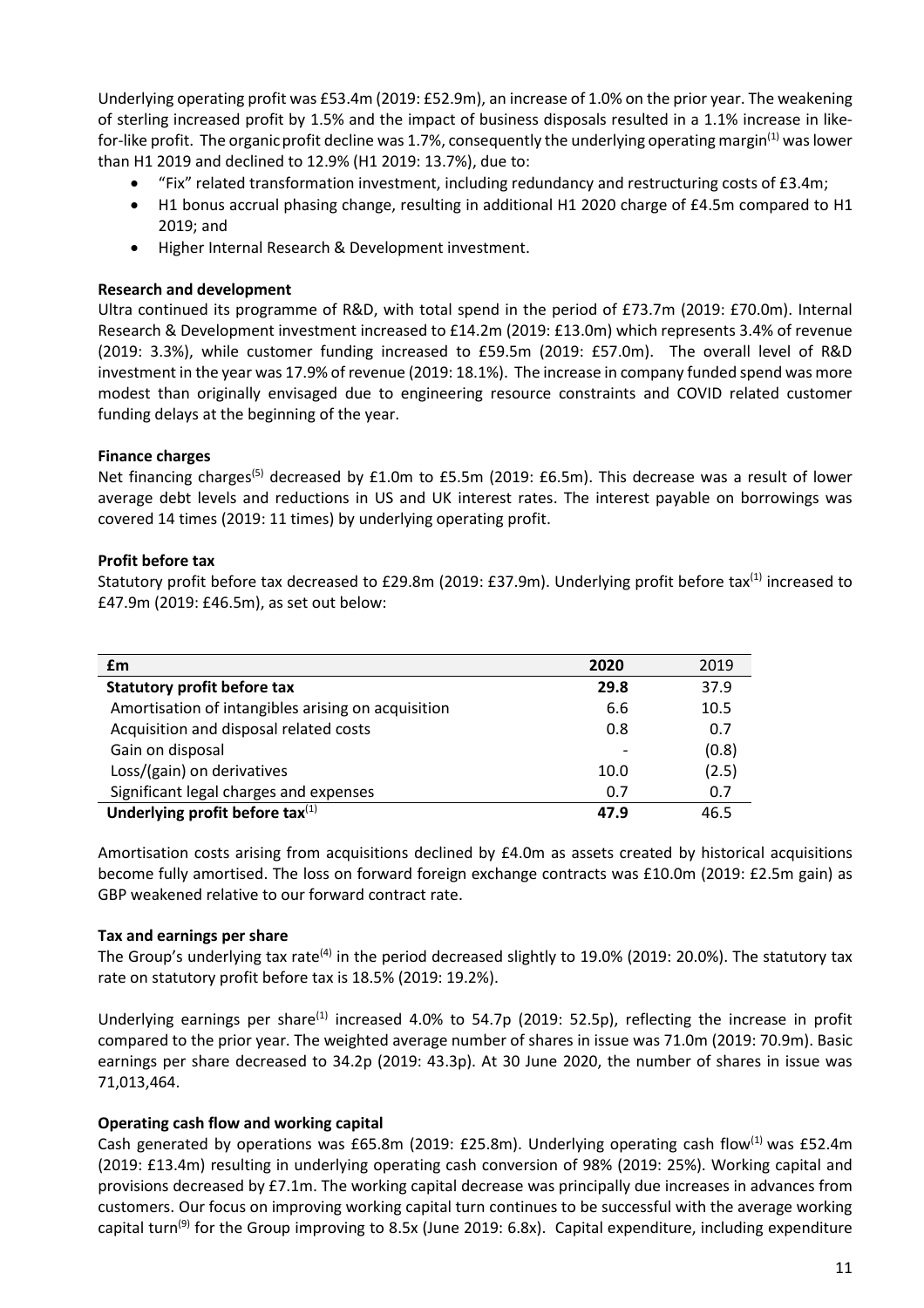Underlying operating profit was £53.4m (2019: £52.9m), an increase of 1.0% on the prior year. The weakening of sterling increased profit by 1.5% and the impact of business disposals resulted in a 1.1% increase in like-for-like profit. The organic profit decline was 1.7%, consequently the underlying operating margin[1] was lower than H1 2019 and declined to 12.9% (H1 2019: 13.7%), due to:

- "Fix" related transformation investment, including redundancy and restructuring costs of £3.4m;
- H1 bonus accrual phasing change, resulting in additional H1 2020 charge of £4.5m compared to H1 2019; and
- Higher Internal Research & Development investment.

**Research and development**

Ultra continued its programme of R&D, with total spend in the period of £73.7m (2019: £70.0m). Internal Research & Development investment increased to £14.2m (2019: £13.0m) which represents 3.4% of revenue (2019: 3.3%), while customer funding increased to £59.5m (2019: £57.0m). The overall level of R&D investment in the year was 17.9% of revenue (2019: 18.1%). The increase in company funded spend was more modest than originally envisaged due to engineering resource constraints and COVID related customer funding delays at the beginning of the year.

**Finance charges**

Net financing charges[5] decreased by £1.0m to £5.5m (2019: £6.5m). This decrease was a result of lower average debt levels and reductions in US and UK interest rates. The interest payable on borrowings was covered 14 times (2019: 11 times) by underlying operating profit.

**Profit before tax**

Statutory profit before tax decreased to £29.8m (2019: £37.9m). Underlying profit before tax[1] increased to £47.9m (2019: £46.5m), as set out below:

| £m | 2020 | 2019 |
|---|---|---|
| **Statutory profit before tax** | **29.8** | 37.9 |
| Amortisation of intangibles arising on acquisition | 6.6 | 10.5 |
| Acquisition and disposal related costs | 0.8 | 0.7 |
| Gain on disposal | - | (0.8) |
| Loss/(gain) on derivatives | 10.0 | (2.5) |
| Significant legal charges and expenses | 0.7 | 0.7 |
| **Underlying profit before tax**[1] | **47.9** | 46.5 |

Amortisation costs arising from acquisitions declined by £4.0m as assets created by historical acquisitions become fully amortised. The loss on forward foreign exchange contracts was £10.0m (2019: £2.5m gain) as GBP weakened relative to our forward contract rate.

**Tax and earnings per share**

The Group's underlying tax rate[4] in the period decreased slightly to 19.0% (2019: 20.0%). The statutory tax rate on statutory profit before tax is 18.5% (2019: 19.2%).

Underlying earnings per share[1] increased 4.0% to 54.7p (2019: 52.5p), reflecting the increase in profit compared to the prior year. The weighted average number of shares in issue was 71.0m (2019: 70.9m). Basic earnings per share decreased to 34.2p (2019: 43.3p). At 30 June 2020, the number of shares in issue was 71,013,464.

**Operating cash flow and working capital**

Cash generated by operations was £65.8m (2019: £25.8m). Underlying operating cash flow[1] was £52.4m (2019: £13.4m) resulting in underlying operating cash conversion of 98% (2019: 25%). Working capital and provisions decreased by £7.1m. The working capital decrease was principally due increases in advances from customers. Our focus on improving working capital turn continues to be successful with the average working capital turn[9] for the Group improving to 8.5x (June 2019: 6.8x). Capital expenditure, including expenditure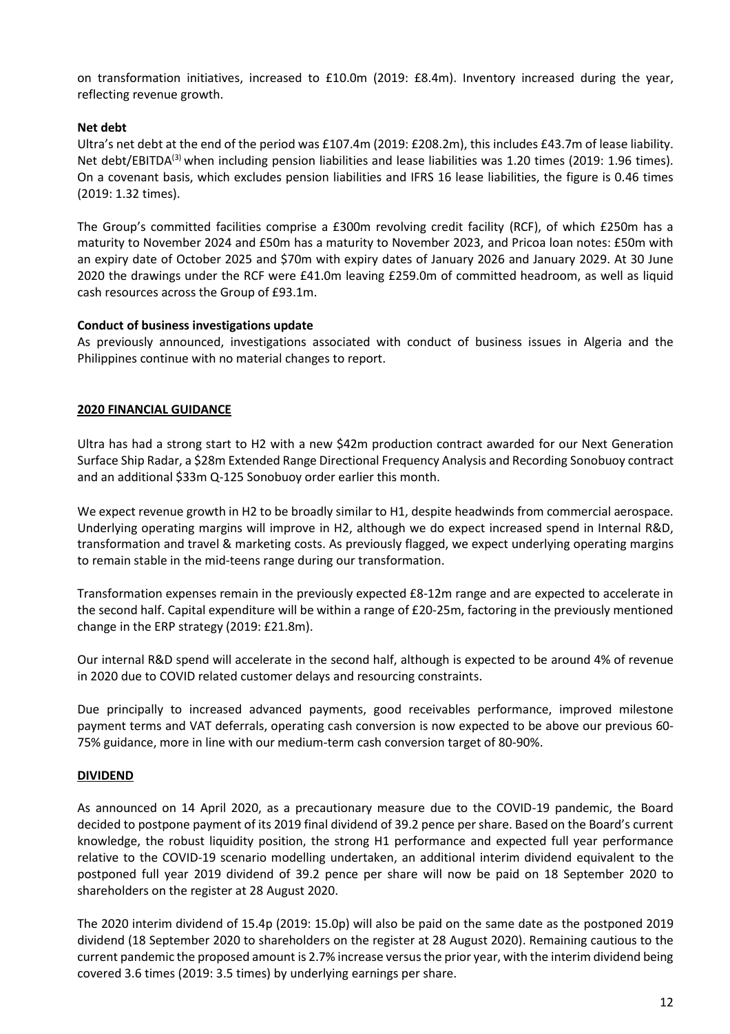on transformation initiatives, increased to £10.0m (2019: £8.4m). Inventory increased during the year, reflecting revenue growth.

**Net debt**

Ultra's net debt at the end of the period was £107.4m (2019: £208.2m), this includes £43.7m of lease liability. Net debt/EBITDA[3] when including pension liabilities and lease liabilities was 1.20 times (2019: 1.96 times). On a covenant basis, which excludes pension liabilities and IFRS 16 lease liabilities, the figure is 0.46 times (2019: 1.32 times).

The Group's committed facilities comprise a £300m revolving credit facility (RCF), of which £250m has a maturity to November 2024 and £50m has a maturity to November 2023, and Pricoa loan notes: £50m with an expiry date of October 2025 and $70m with expiry dates of January 2026 and January 2029. At 30 June 2020 the drawings under the RCF were £41.0m leaving £259.0m of committed headroom, as well as liquid cash resources across the Group of £93.1m.

**Conduct of business investigations update**

As previously announced, investigations associated with conduct of business issues in Algeria and the Philippines continue with no material changes to report.

## 2020 FINANCIAL GUIDANCE

Ultra has had a strong start to H2 with a new $42m production contract awarded for our Next Generation Surface Ship Radar, a $28m Extended Range Directional Frequency Analysis and Recording Sonobuoy contract and an additional $33m Q-125 Sonobuoy order earlier this month.

We expect revenue growth in H2 to be broadly similar to H1, despite headwinds from commercial aerospace. Underlying operating margins will improve in H2, although we do expect increased spend in Internal R&D, transformation and travel & marketing costs. As previously flagged, we expect underlying operating margins to remain stable in the mid-teens range during our transformation.

Transformation expenses remain in the previously expected £8-12m range and are expected to accelerate in the second half. Capital expenditure will be within a range of £20-25m, factoring in the previously mentioned change in the ERP strategy (2019: £21.8m).

Our internal R&D spend will accelerate in the second half, although is expected to be around 4% of revenue in 2020 due to COVID related customer delays and resourcing constraints.

Due principally to increased advanced payments, good receivables performance, improved milestone payment terms and VAT deferrals, operating cash conversion is now expected to be above our previous 60-75% guidance, more in line with our medium-term cash conversion target of 80-90%.

## DIVIDEND

As announced on 14 April 2020, as a precautionary measure due to the COVID-19 pandemic, the Board decided to postpone payment of its 2019 final dividend of 39.2 pence per share. Based on the Board's current knowledge, the robust liquidity position, the strong H1 performance and expected full year performance relative to the COVID-19 scenario modelling undertaken, an additional interim dividend equivalent to the postponed full year 2019 dividend of 39.2 pence per share will now be paid on 18 September 2020 to shareholders on the register at 28 August 2020.

The 2020 interim dividend of 15.4p (2019: 15.0p) will also be paid on the same date as the postponed 2019 dividend (18 September 2020 to shareholders on the register at 28 August 2020). Remaining cautious to the current pandemic the proposed amount is 2.7% increase versus the prior year, with the interim dividend being covered 3.6 times (2019: 3.5 times) by underlying earnings per share.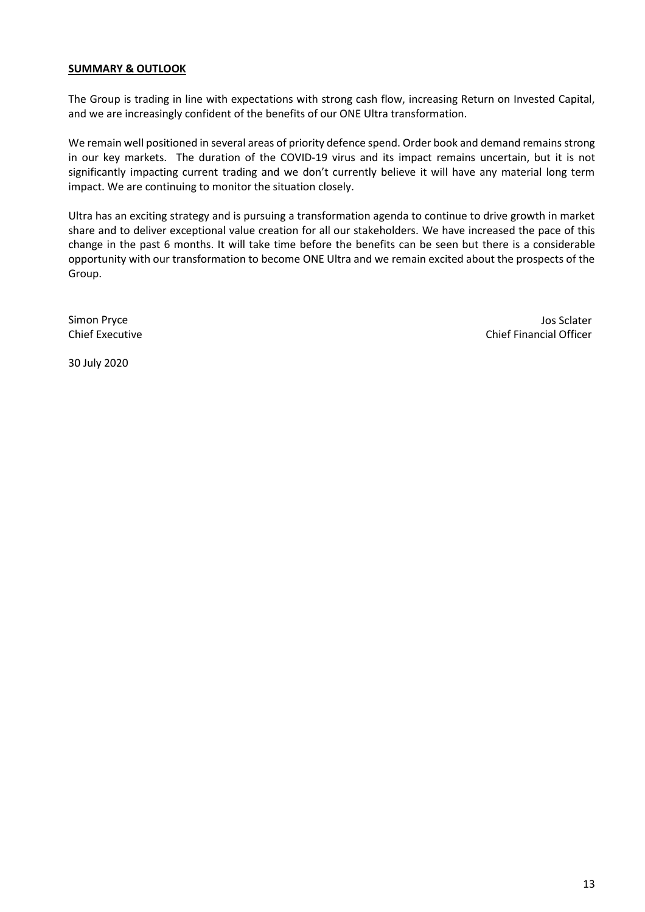**SUMMARY & OUTLOOK**

The Group is trading in line with expectations with strong cash flow, increasing Return on Invested Capital, and we are increasingly confident of the benefits of our ONE Ultra transformation.

We remain well positioned in several areas of priority defence spend. Order book and demand remains strong in our key markets. The duration of the COVID-19 virus and its impact remains uncertain, but it is not significantly impacting current trading and we don't currently believe it will have any material long term impact. We are continuing to monitor the situation closely.

Ultra has an exciting strategy and is pursuing a transformation agenda to continue to drive growth in market share and to deliver exceptional value creation for all our stakeholders. We have increased the pace of this change in the past 6 months. It will take time before the benefits can be seen but there is a considerable opportunity with our transformation to become ONE Ultra and we remain excited about the prospects of the Group.

Simon Pryce
Chief Executive

Jos Sclater
Chief Financial Officer

30 July 2020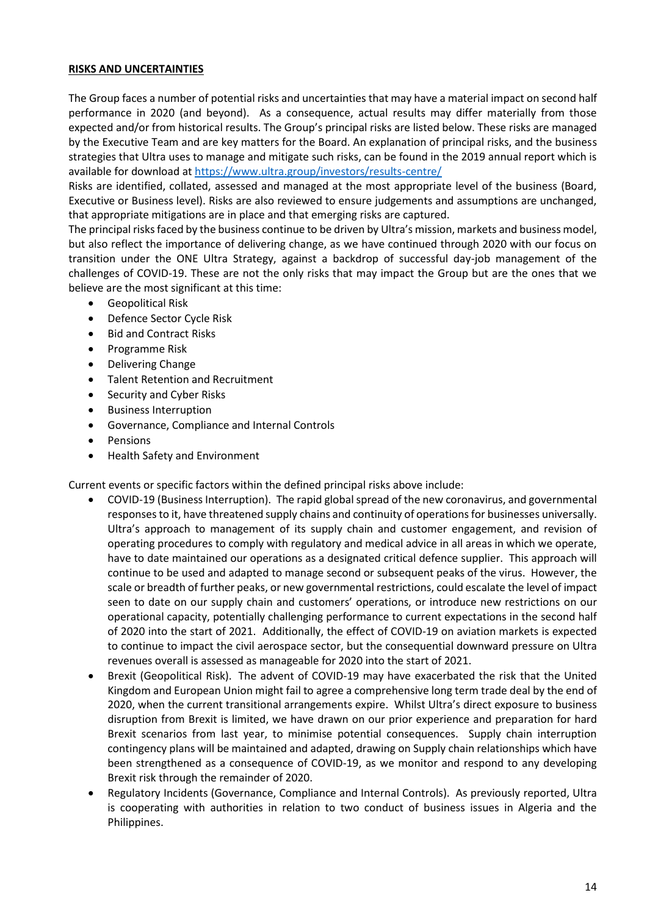**RISKS AND UNCERTAINTIES**

The Group faces a number of potential risks and uncertainties that may have a material impact on second half performance in 2020 (and beyond). As a consequence, actual results may differ materially from those expected and/or from historical results. The Group's principal risks are listed below. These risks are managed by the Executive Team and are key matters for the Board. An explanation of principal risks, and the business strategies that Ultra uses to manage and mitigate such risks, can be found in the 2019 annual report which is available for download at [https://www.ultra.group/investors/results-centre/](https://www.ultra.group/investors/results-centre/)

Risks are identified, collated, assessed and managed at the most appropriate level of the business (Board, Executive or Business level). Risks are also reviewed to ensure judgements and assumptions are unchanged, that appropriate mitigations are in place and that emerging risks are captured.

The principal risks faced by the business continue to be driven by Ultra's mission, markets and business model, but also reflect the importance of delivering change, as we have continued through 2020 with our focus on transition under the ONE Ultra Strategy, against a backdrop of successful day-job management of the challenges of COVID-19. These are not the only risks that may impact the Group but are the ones that we believe are the most significant at this time:

- Geopolitical Risk
- Defence Sector Cycle Risk
- Bid and Contract Risks
- Programme Risk
- Delivering Change
- Talent Retention and Recruitment
- Security and Cyber Risks
- Business Interruption
- Governance, Compliance and Internal Controls
- Pensions
- Health Safety and Environment

Current events or specific factors within the defined principal risks above include:

- COVID-19 (Business Interruption). The rapid global spread of the new coronavirus, and governmental responses to it, have threatened supply chains and continuity of operations for businesses universally. Ultra's approach to management of its supply chain and customer engagement, and revision of operating procedures to comply with regulatory and medical advice in all areas in which we operate, have to date maintained our operations as a designated critical defence supplier. This approach will continue to be used and adapted to manage second or subsequent peaks of the virus. However, the scale or breadth of further peaks, or new governmental restrictions, could escalate the level of impact seen to date on our supply chain and customers' operations, or introduce new restrictions on our operational capacity, potentially challenging performance to current expectations in the second half of 2020 into the start of 2021. Additionally, the effect of COVID-19 on aviation markets is expected to continue to impact the civil aerospace sector, but the consequential downward pressure on Ultra revenues overall is assessed as manageable for 2020 into the start of 2021.
- Brexit (Geopolitical Risk). The advent of COVID-19 may have exacerbated the risk that the United Kingdom and European Union might fail to agree a comprehensive long term trade deal by the end of 2020, when the current transitional arrangements expire. Whilst Ultra's direct exposure to business disruption from Brexit is limited, we have drawn on our prior experience and preparation for hard Brexit scenarios from last year, to minimise potential consequences. Supply chain interruption contingency plans will be maintained and adapted, drawing on Supply chain relationships which have been strengthened as a consequence of COVID-19, as we monitor and respond to any developing Brexit risk through the remainder of 2020.
- Regulatory Incidents (Governance, Compliance and Internal Controls). As previously reported, Ultra is cooperating with authorities in relation to two conduct of business issues in Algeria and the Philippines.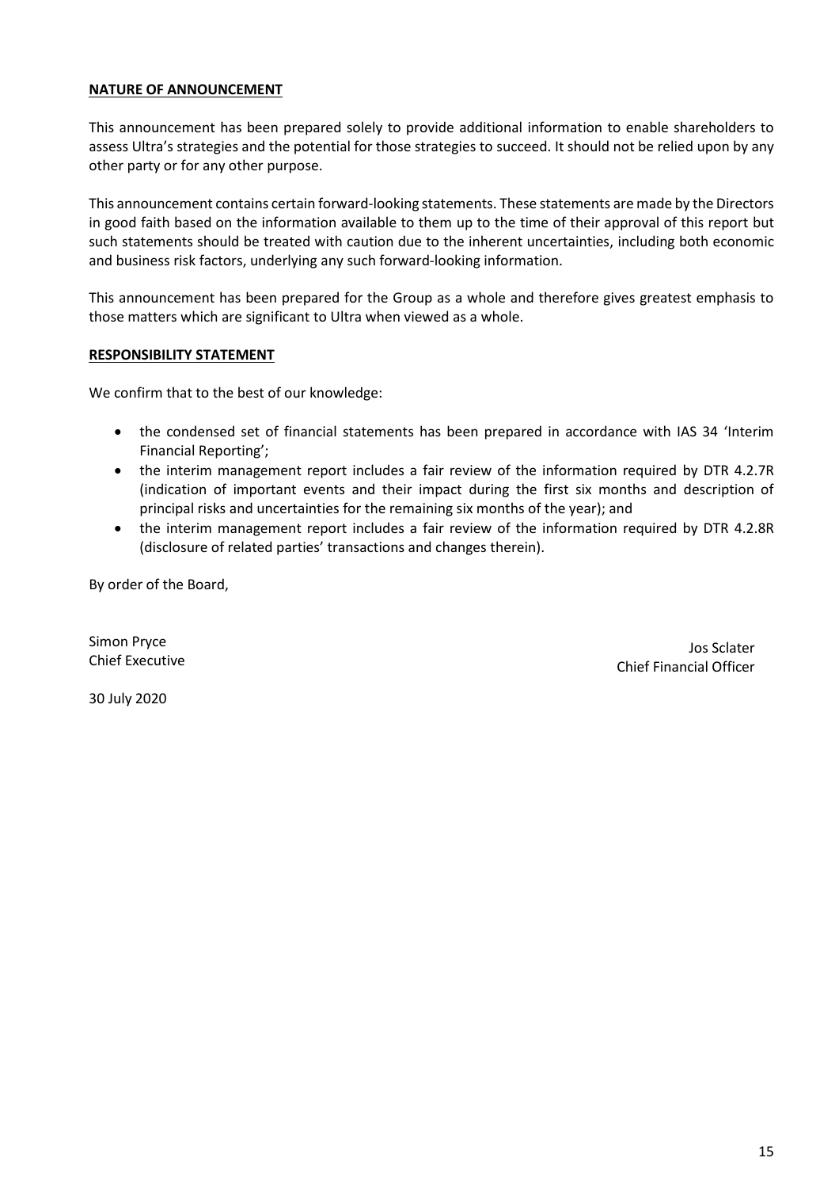**NATURE OF ANNOUNCEMENT**

This announcement has been prepared solely to provide additional information to enable shareholders to assess Ultra's strategies and the potential for those strategies to succeed. It should not be relied upon by any other party or for any other purpose.

This announcement contains certain forward-looking statements. These statements are made by the Directors in good faith based on the information available to them up to the time of their approval of this report but such statements should be treated with caution due to the inherent uncertainties, including both economic and business risk factors, underlying any such forward-looking information.

This announcement has been prepared for the Group as a whole and therefore gives greatest emphasis to those matters which are significant to Ultra when viewed as a whole.

**RESPONSIBILITY STATEMENT**

We confirm that to the best of our knowledge:

- the condensed set of financial statements has been prepared in accordance with IAS 34 'Interim Financial Reporting';
- the interim management report includes a fair review of the information required by DTR 4.2.7R (indication of important events and their impact during the first six months and description of principal risks and uncertainties for the remaining six months of the year); and
- the interim management report includes a fair review of the information required by DTR 4.2.8R (disclosure of related parties' transactions and changes therein).

By order of the Board,

Simon Pryce
Chief Executive

Jos Sclater
Chief Financial Officer

30 July 2020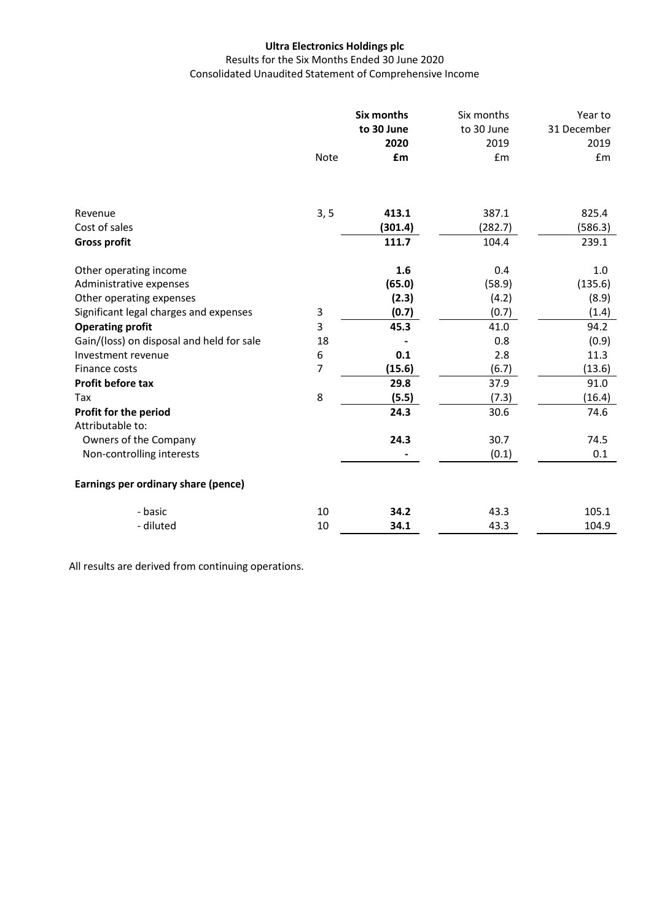**Ultra Electronics Holdings plc**

Results for the Six Months Ended 30 June 2020

Consolidated Unaudited Statement of Comprehensive Income

| | Note | **Six months to 30 June 2020 £m** | Six months to 30 June 2019 £m | Year to 31 December 2019 £m |
|---|---|---|---|---|
| Revenue | 3, 5 | **413.1** | 387.1 | 825.4 |
| Cost of sales | | **(301.4)** | (282.7) | (586.3) |
| **Gross profit** | | **111.7** | 104.4 | 239.1 |
| Other operating income | | **1.6** | 0.4 | 1.0 |
| Administrative expenses | | **(65.0)** | (58.9) | (135.6) |
| Other operating expenses | | **(2.3)** | (4.2) | (8.9) |
| Significant legal charges and expenses | 3 | **(0.7)** | (0.7) | (1.4) |
| **Operating profit** | 3 | **45.3** | 41.0 | 94.2 |
| Gain/(loss) on disposal and held for sale | 18 | **-** | 0.8 | (0.9) |
| Investment revenue | 6 | **0.1** | 2.8 | 11.3 |
| Finance costs | 7 | **(15.6)** | (6.7) | (13.6) |
| **Profit before tax** | | **29.8** | 37.9 | 91.0 |
| Tax | 8 | **(5.5)** | (7.3) | (16.4) |
| **Profit for the period** | | **24.3** | 30.6 | 74.6 |
| Attributable to: | | | | |
| Owners of the Company | | **24.3** | 30.7 | 74.5 |
| Non-controlling interests | | **-** | (0.1) | 0.1 |
| **Earnings per ordinary share (pence)** | | | | |
| - basic | 10 | **34.2** | 43.3 | 105.1 |
| - diluted | 10 | **34.1** | 43.3 | 104.9 |

All results are derived from continuing operations.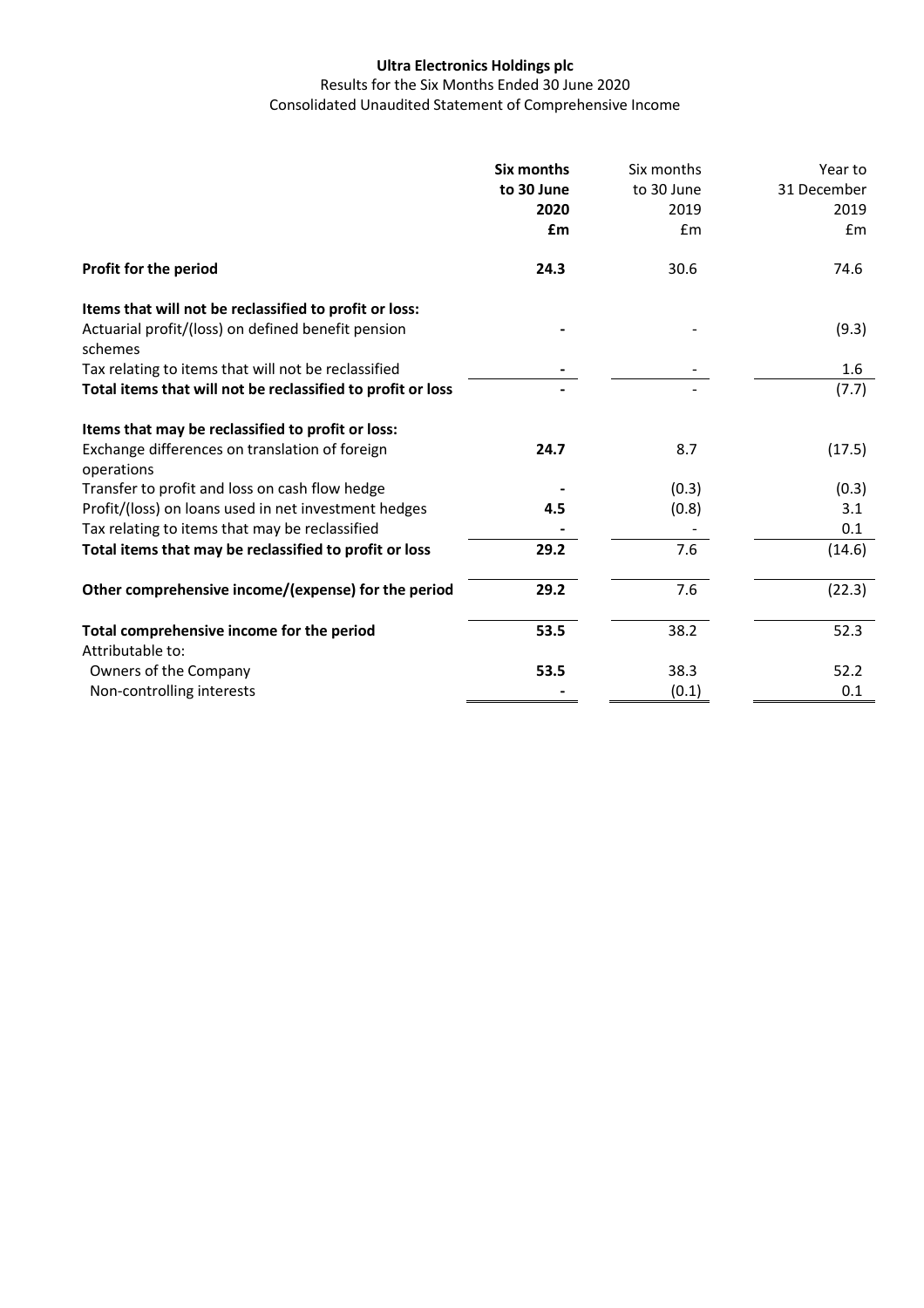**Ultra Electronics Holdings plc**

Results for the Six Months Ended 30 June 2020

Consolidated Unaudited Statement of Comprehensive Income

| | **Six months to 30 June 2020 £m** | Six months to 30 June 2019 £m | Year to 31 December 2019 £m |
|---|---|---|---|
| **Profit for the period** | **24.3** | 30.6 | 74.6 |
| **Items that will not be reclassified to profit or loss:** | | | |
| Actuarial profit/(loss) on defined benefit pension schemes | **-** | - | (9.3) |
| Tax relating to items that will not be reclassified | **-** | - | 1.6 |
| **Total items that will not be reclassified to profit or loss** | **-** | - | (7.7) |
| **Items that may be reclassified to profit or loss:** | | | |
| Exchange differences on translation of foreign operations | **24.7** | 8.7 | (17.5) |
| Transfer to profit and loss on cash flow hedge | **-** | (0.3) | (0.3) |
| Profit/(loss) on loans used in net investment hedges | **4.5** | (0.8) | 3.1 |
| Tax relating to items that may be reclassified | **-** | - | 0.1 |
| **Total items that may be reclassified to profit or loss** | **29.2** | 7.6 | (14.6) |
| **Other comprehensive income/(expense) for the period** | **29.2** | 7.6 | (22.3) |
| **Total comprehensive income for the period** | **53.5** | 38.2 | 52.3 |
| Attributable to: | | | |
| Owners of the Company | **53.5** | 38.3 | 52.2 |
| Non-controlling interests | **-** | (0.1) | 0.1 |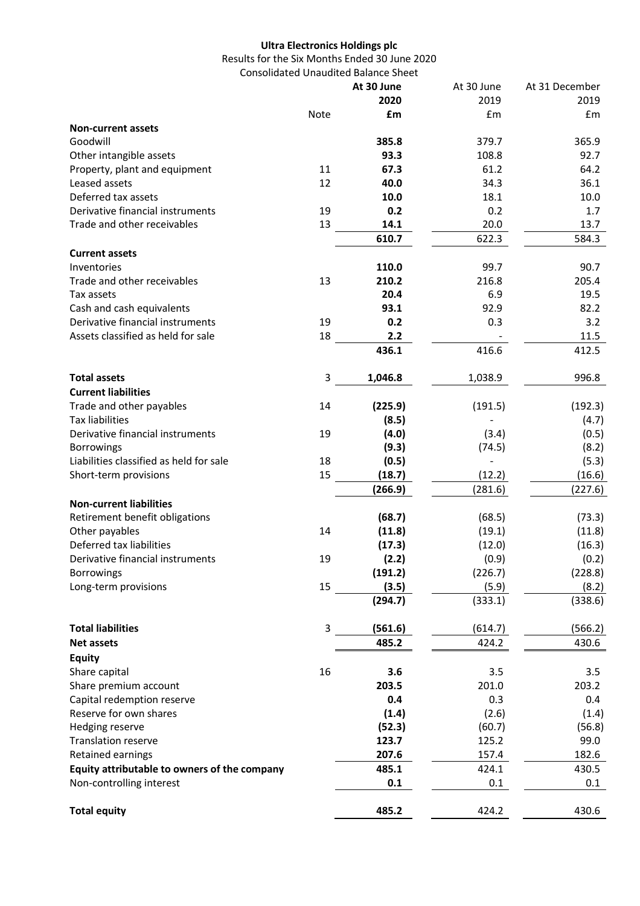**Ultra Electronics Holdings plc**

Results for the Six Months Ended 30 June 2020

Consolidated Unaudited Balance Sheet

| | Note | At 30 June 2020 £m | At 30 June 2019 £m | At 31 December 2019 £m |
|---|---|---|---|---|
| **Non-current assets** | | | | |
| Goodwill | | **385.8** | 379.7 | 365.9 |
| Other intangible assets | | **93.3** | 108.8 | 92.7 |
| Property, plant and equipment | 11 | **67.3** | 61.2 | 64.2 |
| Leased assets | 12 | **40.0** | 34.3 | 36.1 |
| Deferred tax assets | | **10.0** | 18.1 | 10.0 |
| Derivative financial instruments | 19 | **0.2** | 0.2 | 1.7 |
| Trade and other receivables | 13 | **14.1** | 20.0 | 13.7 |
| | | **610.7** | 622.3 | 584.3 |
| **Current assets** | | | | |
| Inventories | | **110.0** | 99.7 | 90.7 |
| Trade and other receivables | 13 | **210.2** | 216.8 | 205.4 |
| Tax assets | | **20.4** | 6.9 | 19.5 |
| Cash and cash equivalents | | **93.1** | 92.9 | 82.2 |
| Derivative financial instruments | 19 | **0.2** | 0.3 | 3.2 |
| Assets classified as held for sale | 18 | **2.2** | - | 11.5 |
| | | **436.1** | 416.6 | 412.5 |
| **Total assets** | 3 | **1,046.8** | 1,038.9 | 996.8 |
| **Current liabilities** | | | | |
| Trade and other payables | 14 | **(225.9)** | (191.5) | (192.3) |
| Tax liabilities | | **(8.5)** | - | (4.7) |
| Derivative financial instruments | 19 | **(4.0)** | (3.4) | (0.5) |
| Borrowings | | **(9.3)** | (74.5) | (8.2) |
| Liabilities classified as held for sale | 18 | **(0.5)** | - | (5.3) |
| Short-term provisions | 15 | **(18.7)** | (12.2) | (16.6) |
| | | **(266.9)** | (281.6) | (227.6) |
| **Non-current liabilities** | | | | |
| Retirement benefit obligations | | **(68.7)** | (68.5) | (73.3) |
| Other payables | 14 | **(11.8)** | (19.1) | (11.8) |
| Deferred tax liabilities | | **(17.3)** | (12.0) | (16.3) |
| Derivative financial instruments | 19 | **(2.2)** | (0.9) | (0.2) |
| Borrowings | | **(191.2)** | (226.7) | (228.8) |
| Long-term provisions | 15 | **(3.5)** | (5.9) | (8.2) |
| | | **(294.7)** | (333.1) | (338.6) |
| **Total liabilities** | 3 | **(561.6)** | (614.7) | (566.2) |
| **Net assets** | | **485.2** | 424.2 | 430.6 |
| **Equity** | | | | |
| Share capital | 16 | **3.6** | 3.5 | 3.5 |
| Share premium account | | **203.5** | 201.0 | 203.2 |
| Capital redemption reserve | | **0.4** | 0.3 | 0.4 |
| Reserve for own shares | | **(1.4)** | (2.6) | (1.4) |
| Hedging reserve | | **(52.3)** | (60.7) | (56.8) |
| Translation reserve | | **123.7** | 125.2 | 99.0 |
| Retained earnings | | **207.6** | 157.4 | 182.6 |
| **Equity attributable to owners of the company** | | **485.1** | 424.1 | 430.5 |
| Non-controlling interest | | **0.1** | 0.1 | 0.1 |
| **Total equity** | | **485.2** | 424.2 | 430.6 |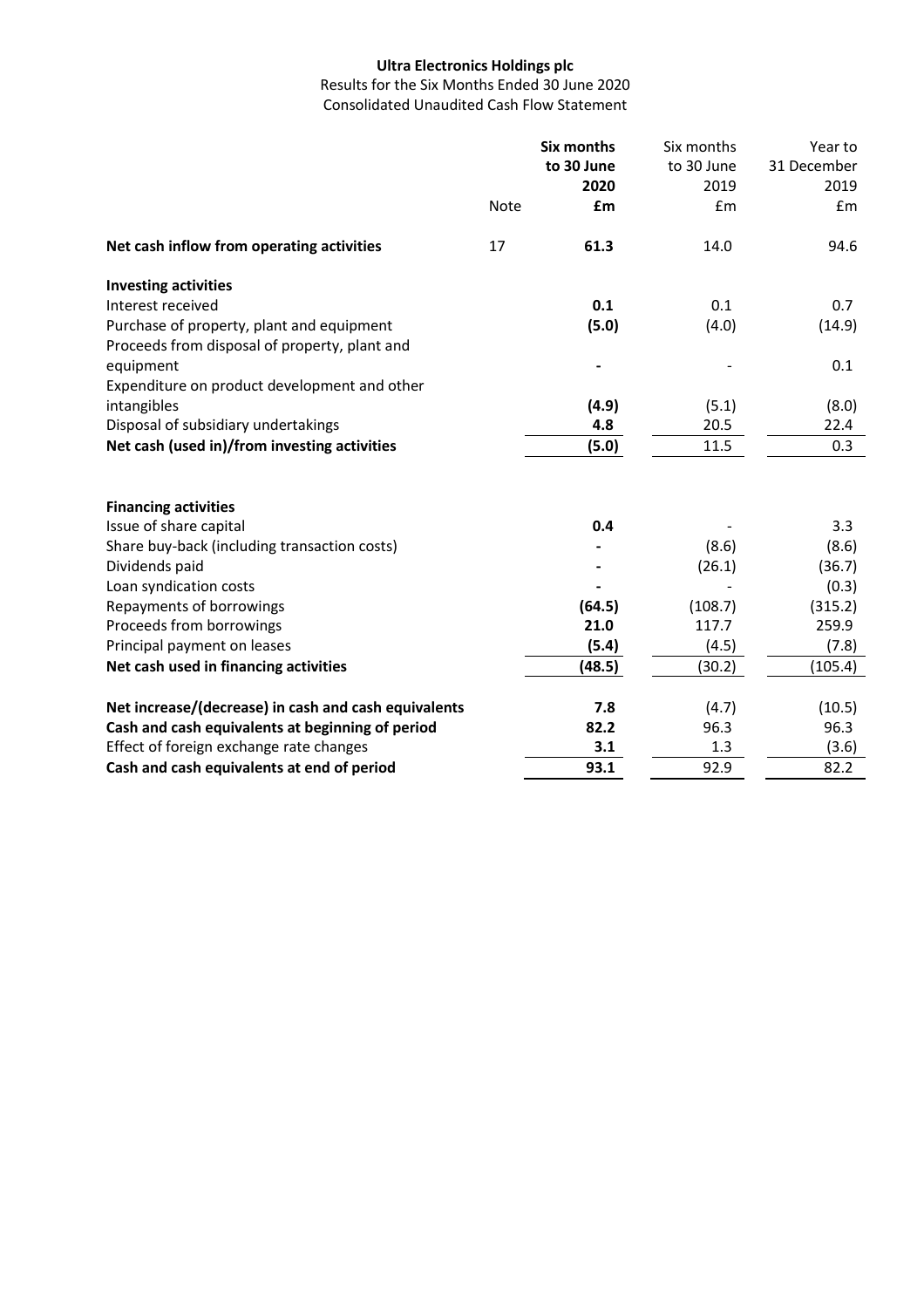**Ultra Electronics Holdings plc**

Results for the Six Months Ended 30 June 2020

Consolidated Unaudited Cash Flow Statement

| | Note | **Six months to 30 June 2020 £m** | Six months to 30 June 2019 £m | Year to 31 December 2019 £m |
|---|---|---|---|---|
| **Net cash inflow from operating activities** | 17 | **61.3** | 14.0 | 94.6 |
| **Investing activities** | | | | |
| Interest received | | **0.1** | 0.1 | 0.7 |
| Purchase of property, plant and equipment | | **(5.0)** | (4.0) | (14.9) |
| Proceeds from disposal of property, plant and equipment | | **-** | - | 0.1 |
| Expenditure on product development and other intangibles | | **(4.9)** | (5.1) | (8.0) |
| Disposal of subsidiary undertakings | | **4.8** | 20.5 | 22.4 |
| **Net cash (used in)/from investing activities** | | **(5.0)** | 11.5 | 0.3 |
| **Financing activities** | | | | |
| Issue of share capital | | **0.4** | - | 3.3 |
| Share buy-back (including transaction costs) | | **-** | (8.6) | (8.6) |
| Dividends paid | | **-** | (26.1) | (36.7) |
| Loan syndication costs | | **-** | - | (0.3) |
| Repayments of borrowings | | **(64.5)** | (108.7) | (315.2) |
| Proceeds from borrowings | | **21.0** | 117.7 | 259.9 |
| Principal payment on leases | | **(5.4)** | (4.5) | (7.8) |
| **Net cash used in financing activities** | | **(48.5)** | (30.2) | (105.4) |
| **Net increase/(decrease) in cash and cash equivalents** | | **7.8** | (4.7) | (10.5) |
| **Cash and cash equivalents at beginning of period** | | **82.2** | 96.3 | 96.3 |
| Effect of foreign exchange rate changes | | **3.1** | 1.3 | (3.6) |
| **Cash and cash equivalents at end of period** | | **93.1** | 92.9 | 82.2 |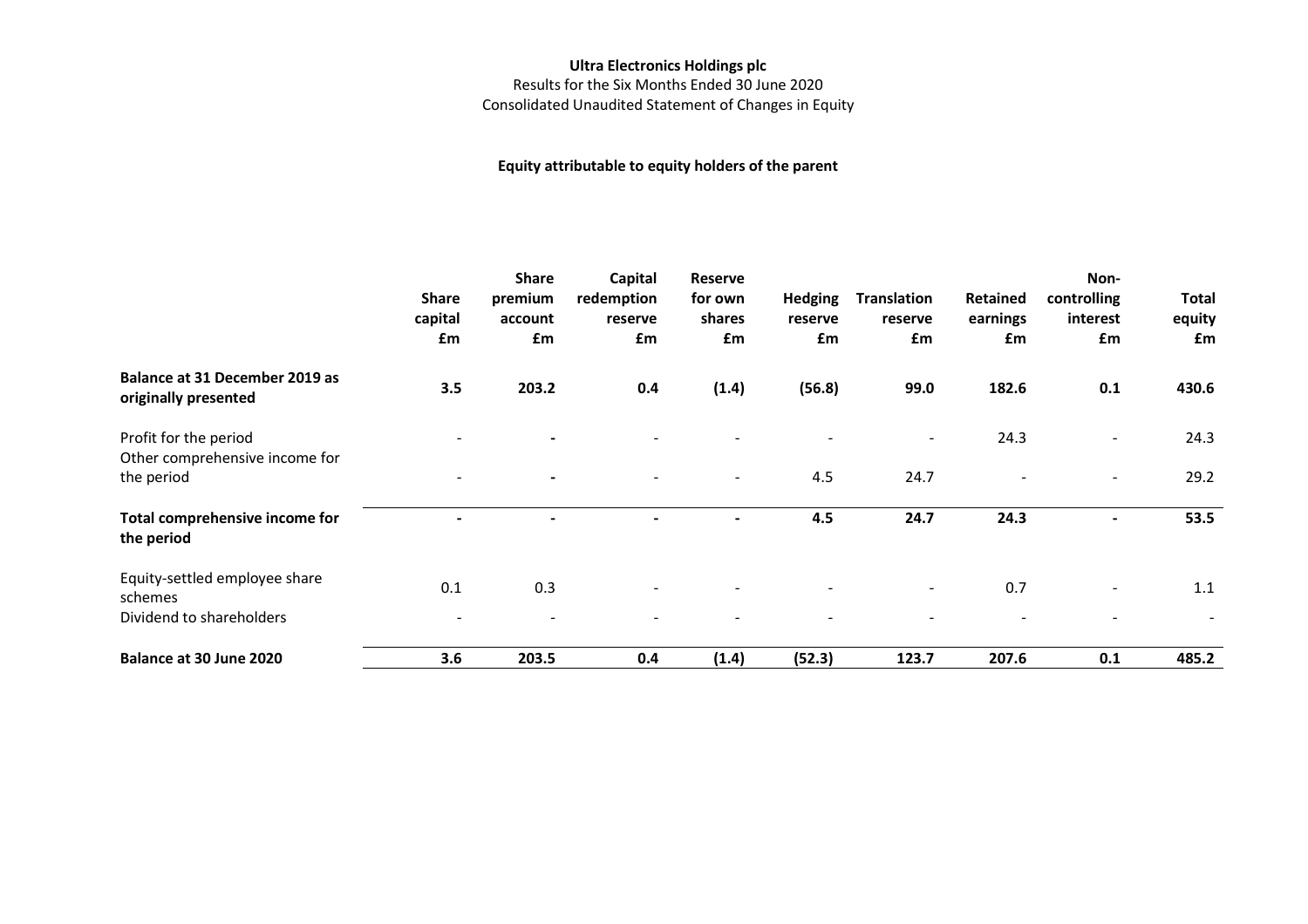**Ultra Electronics Holdings plc**

Results for the Six Months Ended 30 June 2020

Consolidated Unaudited Statement of Changes in Equity

**Equity attributable to equity holders of the parent**

| | Share capital £m | Share premium account £m | Capital redemption reserve £m | Reserve for own shares £m | Hedging reserve £m | Translation reserve £m | Retained earnings £m | Non-controlling interest £m | Total equity £m |
|---|---|---|---|---|---|---|---|---|---|
| **Balance at 31 December 2019 as originally presented** | **3.5** | **203.2** | **0.4** | **(1.4)** | **(56.8)** | **99.0** | **182.6** | **0.1** | **430.6** |
| Profit for the period | - | - | - | - | - | - | 24.3 | - | 24.3 |
| Other comprehensive income for the period | - | - | - | - | 4.5 | 24.7 | - | - | 29.2 |
| **Total comprehensive income for the period** | **-** | **-** | **-** | **-** | **4.5** | **24.7** | **24.3** | **-** | **53.5** |
| Equity-settled employee share schemes | 0.1 | 0.3 | - | - | - | - | 0.7 | - | 1.1 |
| Dividend to shareholders | - | - | - | - | - | - | - | - | - |
| **Balance at 30 June 2020** | **3.6** | **203.5** | **0.4** | **(1.4)** | **(52.3)** | **123.7** | **207.6** | **0.1** | **485.2** |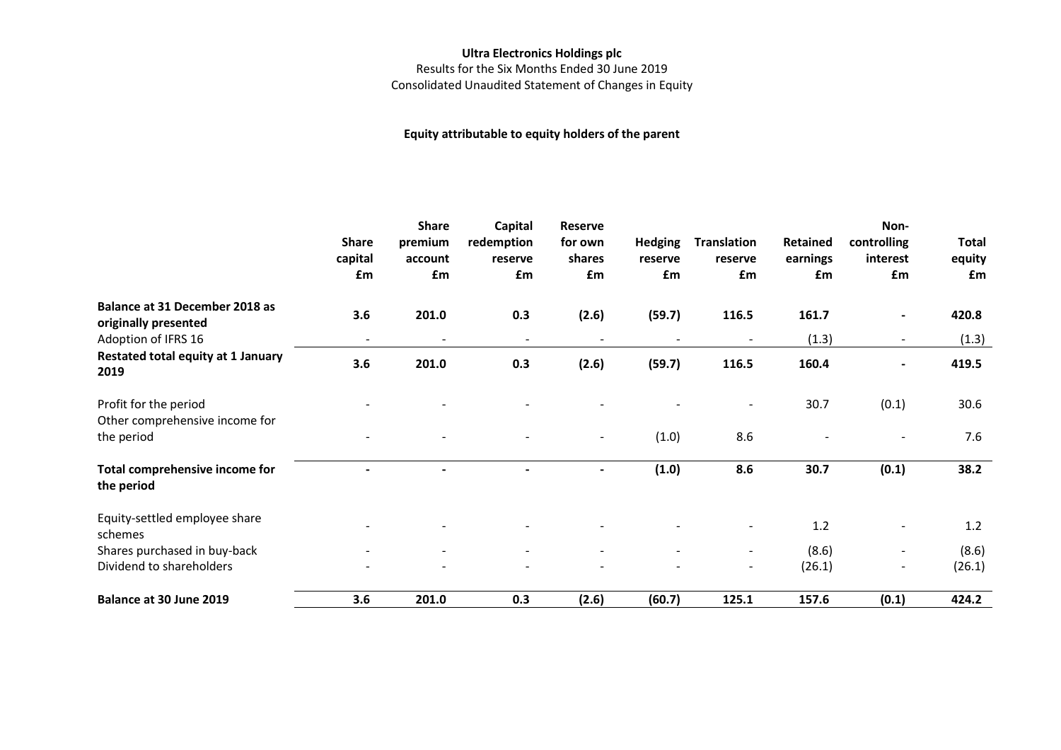**Ultra Electronics Holdings plc**

Results for the Six Months Ended 30 June 2019

Consolidated Unaudited Statement of Changes in Equity

**Equity attributable to equity holders of the parent**

| | Share capital £m | Share premium account £m | Capital redemption reserve £m | Reserve for own shares £m | Hedging reserve £m | Translation reserve £m | Retained earnings £m | Non-controlling interest £m | Total equity £m |
|---|---|---|---|---|---|---|---|---|---|
| **Balance at 31 December 2018 as originally presented** | **3.6** | **201.0** | **0.3** | **(2.6)** | **(59.7)** | **116.5** | **161.7** | **-** | **420.8** |
| Adoption of IFRS 16 | - | - | - | - | - | - | (1.3) | - | (1.3) |
| **Restated total equity at 1 January 2019** | **3.6** | **201.0** | **0.3** | **(2.6)** | **(59.7)** | **116.5** | **160.4** | **-** | **419.5** |
| Profit for the period | - | - | - | - | - | - | 30.7 | (0.1) | 30.6 |
| Other comprehensive income for the period | - | - | - | - | (1.0) | 8.6 | - | - | 7.6 |
| **Total comprehensive income for the period** | **-** | **-** | **-** | **-** | **(1.0)** | **8.6** | **30.7** | **(0.1)** | **38.2** |
| Equity-settled employee share schemes | - | - | - | - | - | - | 1.2 | - | 1.2 |
| Shares purchased in buy-back | - | - | - | - | - | - | (8.6) | - | (8.6) |
| Dividend to shareholders | - | - | - | - | - | - | (26.1) | - | (26.1) |
| **Balance at 30 June 2019** | **3.6** | **201.0** | **0.3** | **(2.6)** | **(60.7)** | **125.1** | **157.6** | **(0.1)** | **424.2** |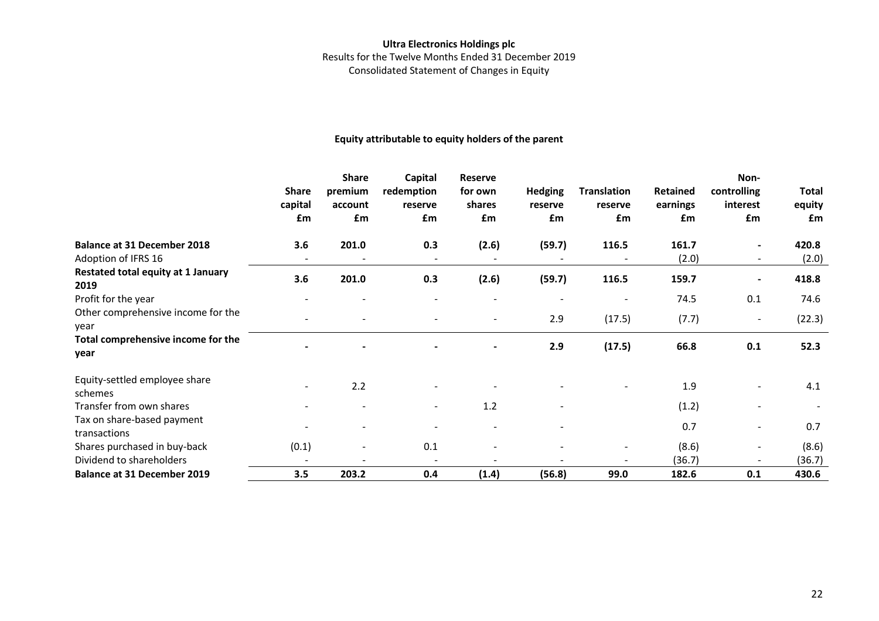**Ultra Electronics Holdings plc**
Results for the Twelve Months Ended 31 December 2019
Consolidated Statement of Changes in Equity

**Equity attributable to equity holders of the parent**

| | Share capital £m | Share premium account £m | Capital redemption reserve £m | Reserve for own shares £m | Hedging reserve £m | Translation reserve £m | Retained earnings £m | Non-controlling interest £m | Total equity £m |
|---|---|---|---|---|---|---|---|---|---|
| **Balance at 31 December 2018** | **3.6** | **201.0** | **0.3** | **(2.6)** | **(59.7)** | **116.5** | **161.7** | **-** | **420.8** |
| Adoption of IFRS 16 | - | - | - | - | - | - | (2.0) | - | (2.0) |
| **Restated total equity at 1 January 2019** | **3.6** | **201.0** | **0.3** | **(2.6)** | **(59.7)** | **116.5** | **159.7** | **-** | **418.8** |
| Profit for the year | - | - | - | - | - | - | 74.5 | 0.1 | 74.6 |
| Other comprehensive income for the year | - | - | - | - | 2.9 | (17.5) | (7.7) | - | (22.3) |
| **Total comprehensive income for the year** | **-** | **-** | **-** | **-** | **2.9** | **(17.5)** | **66.8** | **0.1** | **52.3** |
| Equity-settled employee share schemes | - | 2.2 | - | - | - | - | 1.9 | - | 4.1 |
| Transfer from own shares | - | - | - | 1.2 | - | | (1.2) | - | - |
| Tax on share-based payment transactions | - | - | - | - | - | | 0.7 | - | 0.7 |
| Shares purchased in buy-back | (0.1) | - | 0.1 | - | - | - | (8.6) | - | (8.6) |
| Dividend to shareholders | - | - | - | - | - | - | (36.7) | - | (36.7) |
| **Balance at 31 December 2019** | **3.5** | **203.2** | **0.4** | **(1.4)** | **(56.8)** | **99.0** | **182.6** | **0.1** | **430.6** |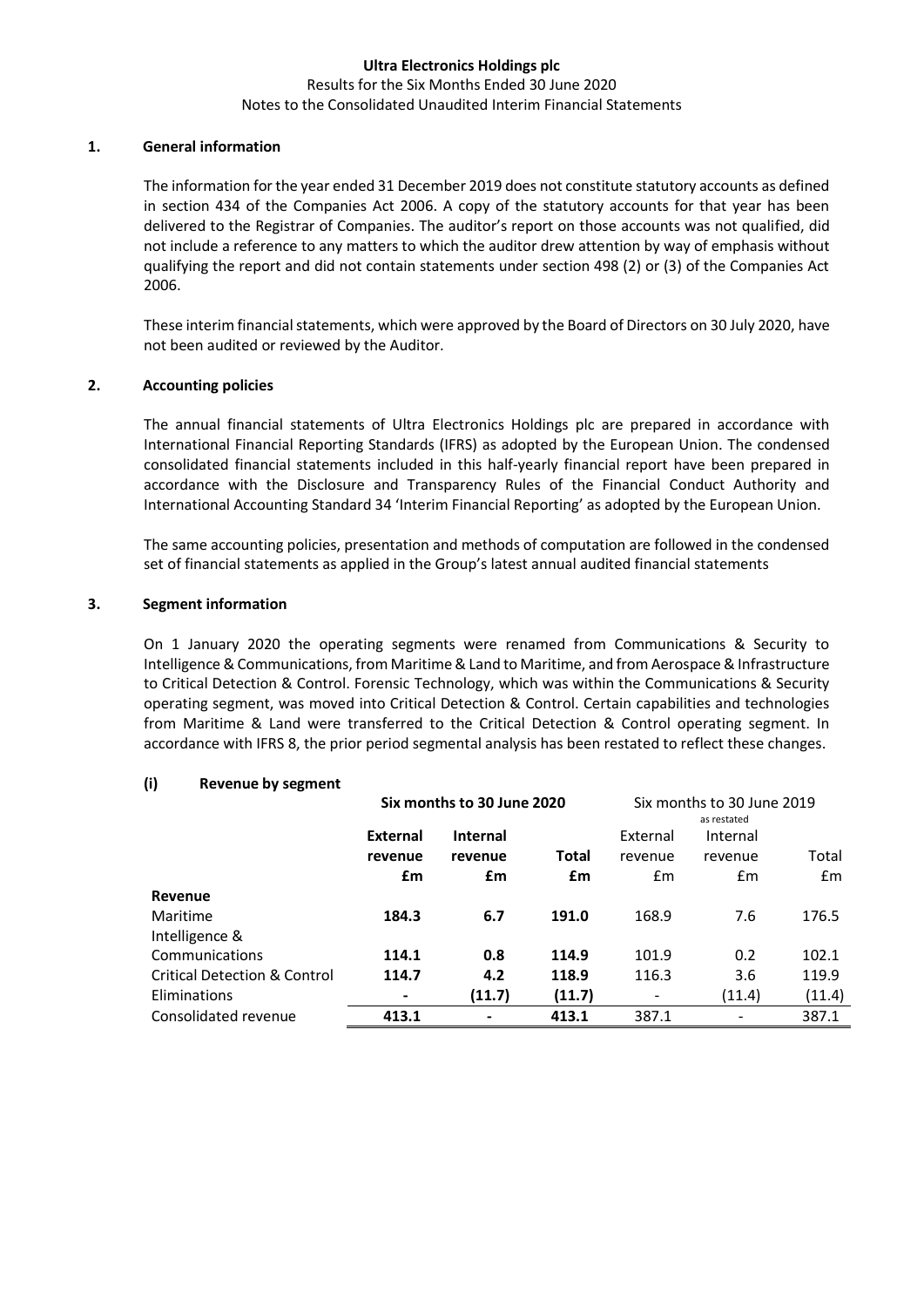Ultra Electronics Holdings plc
Results for the Six Months Ended 30 June 2020
Notes to the Consolidated Unaudited Interim Financial Statements

## 1. General information

The information for the year ended 31 December 2019 does not constitute statutory accounts as defined in section 434 of the Companies Act 2006. A copy of the statutory accounts for that year has been delivered to the Registrar of Companies. The auditor's report on those accounts was not qualified, did not include a reference to any matters to which the auditor drew attention by way of emphasis without qualifying the report and did not contain statements under section 498 (2) or (3) of the Companies Act 2006.

These interim financial statements, which were approved by the Board of Directors on 30 July 2020, have not been audited or reviewed by the Auditor.

## 2. Accounting policies

The annual financial statements of Ultra Electronics Holdings plc are prepared in accordance with International Financial Reporting Standards (IFRS) as adopted by the European Union. The condensed consolidated financial statements included in this half-yearly financial report have been prepared in accordance with the Disclosure and Transparency Rules of the Financial Conduct Authority and International Accounting Standard 34 'Interim Financial Reporting' as adopted by the European Union.

The same accounting policies, presentation and methods of computation are followed in the condensed set of financial statements as applied in the Group's latest annual audited financial statements

## 3. Segment information

On 1 January 2020 the operating segments were renamed from Communications & Security to Intelligence & Communications, from Maritime & Land to Maritime, and from Aerospace & Infrastructure to Critical Detection & Control. Forensic Technology, which was within the Communications & Security operating segment, was moved into Critical Detection & Control. Certain capabilities and technologies from Maritime & Land were transferred to the Critical Detection & Control operating segment. In accordance with IFRS 8, the prior period segmental analysis has been restated to reflect these changes.

### (i) Revenue by segment

| | **Six months to 30 June 2020** | | | Six months to 30 June 2019 as restated | | |
|---|---|---|---|---|---|---|
| | **External revenue £m** | **Internal revenue £m** | **Total £m** | External revenue £m | Internal revenue £m | Total £m |
| **Revenue** | | | | | | |
| Maritime | **184.3** | **6.7** | **191.0** | 168.9 | 7.6 | 176.5 |
| Intelligence & Communications | **114.1** | **0.8** | **114.9** | 101.9 | 0.2 | 102.1 |
| Critical Detection & Control | **114.7** | **4.2** | **118.9** | 116.3 | 3.6 | 119.9 |
| Eliminations | **-** | **(11.7)** | **(11.7)** | - | (11.4) | (11.4) |
| Consolidated revenue | **413.1** | **-** | **413.1** | 387.1 | - | 387.1 |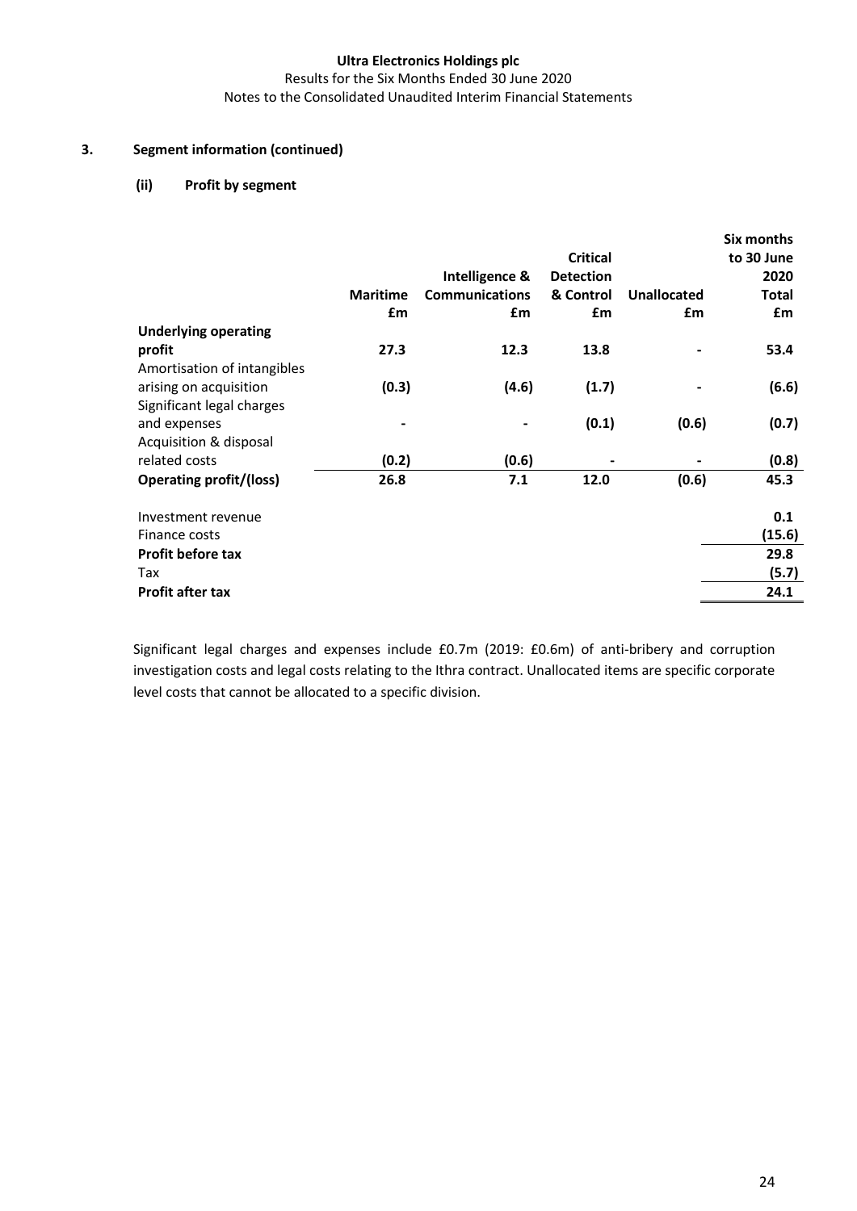## 3. Segment information (continued)

### (ii) Profit by segment

| | Maritime £m | Intelligence & Communications £m | Critical Detection & Control £m | Unallocated £m | Six months to 30 June 2020 Total £m |
|---|---|---|---|---|---|
| **Underlying operating profit** | **27.3** | **12.3** | **13.8** | **-** | **53.4** |
| Amortisation of intangibles arising on acquisition | **(0.3)** | **(4.6)** | **(1.7)** | **-** | **(6.6)** |
| Significant legal charges and expenses | **-** | **-** | **(0.1)** | **(0.6)** | **(0.7)** |
| Acquisition & disposal related costs | **(0.2)** | **(0.6)** | **-** | **-** | **(0.8)** |
| **Operating profit/(loss)** | **26.8** | **7.1** | **12.0** | **(0.6)** | **45.3** |
| Investment revenue | | | | | **0.1** |
| Finance costs | | | | | **(15.6)** |
| **Profit before tax** | | | | | **29.8** |
| Tax | | | | | **(5.7)** |
| **Profit after tax** | | | | | **24.1** |

Significant legal charges and expenses include £0.7m (2019: £0.6m) of anti-bribery and corruption investigation costs and legal costs relating to the Ithra contract. Unallocated items are specific corporate level costs that cannot be allocated to a specific division.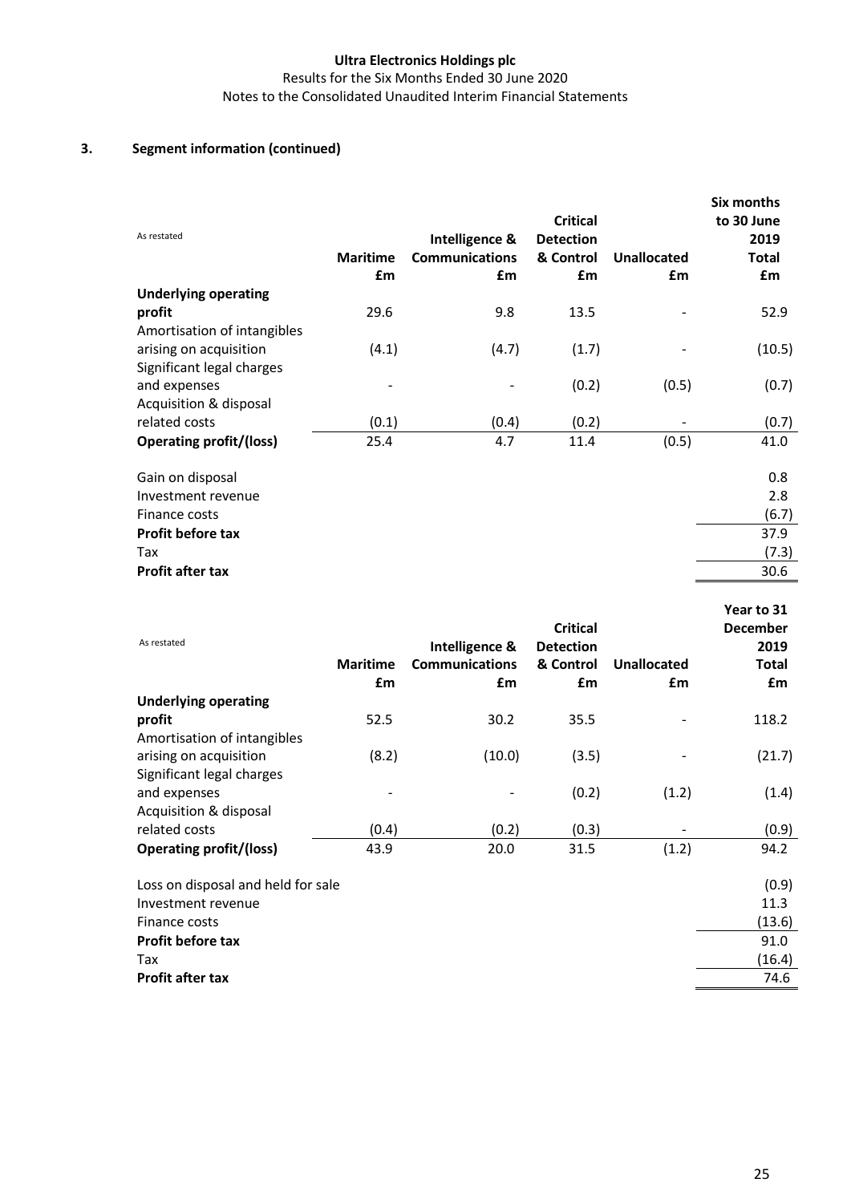### 3. Segment information (continued)

| As restated | Maritime £m | Intelligence & Communications £m | Critical Detection & Control £m | Unallocated £m | Six months to 30 June 2019 Total £m |
|---|---|---|---|---|---|
| **Underlying operating profit** | 29.6 | 9.8 | 13.5 | - | 52.9 |
| Amortisation of intangibles arising on acquisition | (4.1) | (4.7) | (1.7) | - | (10.5) |
| Significant legal charges and expenses | - | - | (0.2) | (0.5) | (0.7) |
| Acquisition & disposal related costs | (0.1) | (0.4) | (0.2) | - | (0.7) |
| **Operating profit/(loss)** | 25.4 | 4.7 | 11.4 | (0.5) | 41.0 |
| Gain on disposal | | | | | 0.8 |
| Investment revenue | | | | | 2.8 |
| Finance costs | | | | | (6.7) |
| **Profit before tax** | | | | | 37.9 |
| Tax | | | | | (7.3) |
| **Profit after tax** | | | | | 30.6 |

| As restated | Maritime £m | Intelligence & Communications £m | Critical Detection & Control £m | Unallocated £m | Year to 31 December 2019 Total £m |
|---|---|---|---|---|---|
| **Underlying operating profit** | 52.5 | 30.2 | 35.5 | - | 118.2 |
| Amortisation of intangibles arising on acquisition | (8.2) | (10.0) | (3.5) | - | (21.7) |
| Significant legal charges and expenses | - | - | (0.2) | (1.2) | (1.4) |
| Acquisition & disposal related costs | (0.4) | (0.2) | (0.3) | - | (0.9) |
| **Operating profit/(loss)** | 43.9 | 20.0 | 31.5 | (1.2) | 94.2 |
| Loss on disposal and held for sale | | | | | (0.9) |
| Investment revenue | | | | | 11.3 |
| Finance costs | | | | | (13.6) |
| **Profit before tax** | | | | | 91.0 |
| Tax | | | | | (16.4) |
| **Profit after tax** | | | | | 74.6 |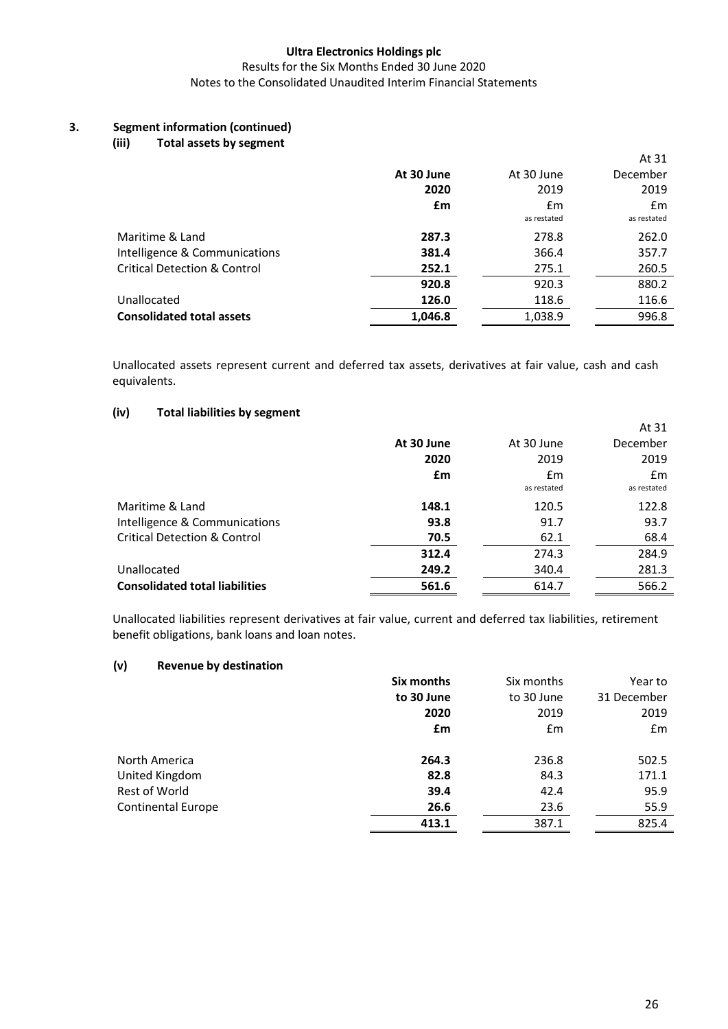**Ultra Electronics Holdings plc**
Results for the Six Months Ended 30 June 2020
Notes to the Consolidated Unaudited Interim Financial Statements

## 3. Segment information (continued)

### (iii) Total assets by segment

| | **At 30 June 2020 £m** | At 30 June 2019 £m as restated | At 31 December 2019 £m as restated |
|---|---|---|---|
| Maritime & Land | **287.3** | 278.8 | 262.0 |
| Intelligence & Communications | **381.4** | 366.4 | 357.7 |
| Critical Detection & Control | **252.1** | 275.1 | 260.5 |
| | **920.8** | 920.3 | 880.2 |
| Unallocated | **126.0** | 118.6 | 116.6 |
| **Consolidated total assets** | **1,046.8** | 1,038.9 | 996.8 |

Unallocated assets represent current and deferred tax assets, derivatives at fair value, cash and cash equivalents.

### (iv) Total liabilities by segment

| | **At 30 June 2020 £m** | At 30 June 2019 £m as restated | At 31 December 2019 £m as restated |
|---|---|---|---|
| Maritime & Land | **148.1** | 120.5 | 122.8 |
| Intelligence & Communications | **93.8** | 91.7 | 93.7 |
| Critical Detection & Control | **70.5** | 62.1 | 68.4 |
| | **312.4** | 274.3 | 284.9 |
| Unallocated | **249.2** | 340.4 | 281.3 |
| **Consolidated total liabilities** | **561.6** | 614.7 | 566.2 |

Unallocated liabilities represent derivatives at fair value, current and deferred tax liabilities, retirement benefit obligations, bank loans and loan notes.

### (v) Revenue by destination

| | **Six months to 30 June 2020 £m** | Six months to 30 June 2019 £m | Year to 31 December 2019 £m |
|---|---|---|---|
| North America | **264.3** | 236.8 | 502.5 |
| United Kingdom | **82.8** | 84.3 | 171.1 |
| Rest of World | **39.4** | 42.4 | 95.9 |
| Continental Europe | **26.6** | 23.6 | 55.9 |
| | **413.1** | 387.1 | 825.4 |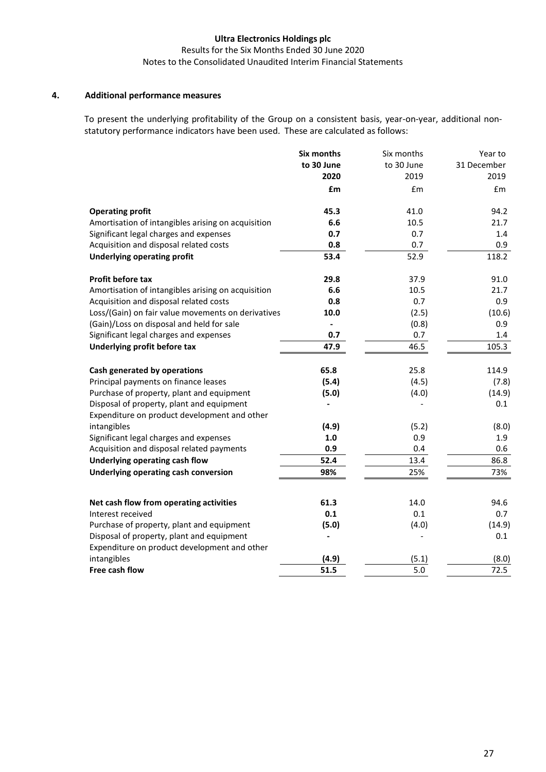## 4. Additional performance measures

To present the underlying profitability of the Group on a consistent basis, year-on-year, additional non-statutory performance indicators have been used. These are calculated as follows:

| | **Six months to 30 June 2020** | Six months to 30 June 2019 | Year to 31 December 2019 |
|---|---|---|---|
| | **£m** | £m | £m |
| **Operating profit** | **45.3** | 41.0 | 94.2 |
| Amortisation of intangibles arising on acquisition | **6.6** | 10.5 | 21.7 |
| Significant legal charges and expenses | **0.7** | 0.7 | 1.4 |
| Acquisition and disposal related costs | **0.8** | 0.7 | 0.9 |
| **Underlying operating profit** | **53.4** | 52.9 | 118.2 |
| | | | |
| **Profit before tax** | **29.8** | 37.9 | 91.0 |
| Amortisation of intangibles arising on acquisition | **6.6** | 10.5 | 21.7 |
| Acquisition and disposal related costs | **0.8** | 0.7 | 0.9 |
| Loss/(Gain) on fair value movements on derivatives | **10.0** | (2.5) | (10.6) |
| (Gain)/Loss on disposal and held for sale | **-** | (0.8) | 0.9 |
| Significant legal charges and expenses | **0.7** | 0.7 | 1.4 |
| **Underlying profit before tax** | **47.9** | 46.5 | 105.3 |
| | | | |
| **Cash generated by operations** | **65.8** | 25.8 | 114.9 |
| Principal payments on finance leases | **(5.4)** | (4.5) | (7.8) |
| Purchase of property, plant and equipment | **(5.0)** | (4.0) | (14.9) |
| Disposal of property, plant and equipment | **-** | - | 0.1 |
| Expenditure on product development and other intangibles | **(4.9)** | (5.2) | (8.0) |
| Significant legal charges and expenses | **1.0** | 0.9 | 1.9 |
| Acquisition and disposal related payments | **0.9** | 0.4 | 0.6 |
| **Underlying operating cash flow** | **52.4** | 13.4 | 86.8 |
| **Underlying operating cash conversion** | **98%** | 25% | 73% |
| | | | |
| **Net cash flow from operating activities** | **61.3** | 14.0 | 94.6 |
| Interest received | **0.1** | 0.1 | 0.7 |
| Purchase of property, plant and equipment | **(5.0)** | (4.0) | (14.9) |
| Disposal of property, plant and equipment | **-** | - | 0.1 |
| Expenditure on product development and other intangibles | **(4.9)** | (5.1) | (8.0) |
| **Free cash flow** | **51.5** | 5.0 | 72.5 |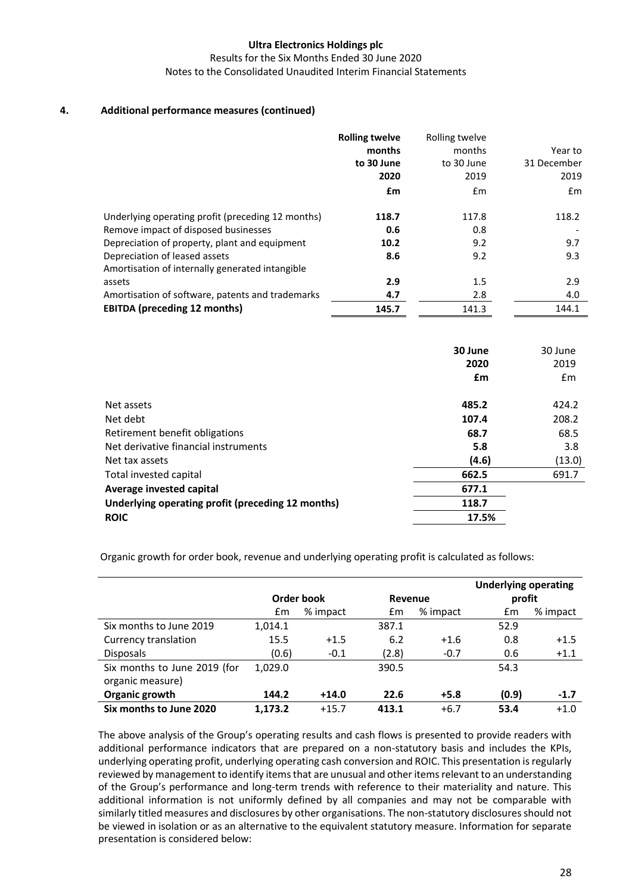## 4. Additional performance measures (continued)

| | **Rolling twelve months to 30 June 2020 £m** | Rolling twelve months to 30 June 2019 £m | Year to 31 December 2019 £m |
|---|---|---|---|
| Underlying operating profit (preceding 12 months) | **118.7** | 117.8 | 118.2 |
| Remove impact of disposed businesses | **0.6** | 0.8 | - |
| Depreciation of property, plant and equipment | **10.2** | 9.2 | 9.7 |
| Depreciation of leased assets | **8.6** | 9.2 | 9.3 |
| Amortisation of internally generated intangible assets | **2.9** | 1.5 | 2.9 |
| Amortisation of software, patents and trademarks | **4.7** | 2.8 | 4.0 |
| **EBITDA (preceding 12 months)** | **145.7** | 141.3 | 144.1 |

| | **30 June 2020 £m** | 30 June 2019 £m |
|---|---|---|
| Net assets | **485.2** | 424.2 |
| Net debt | **107.4** | 208.2 |
| Retirement benefit obligations | **68.7** | 68.5 |
| Net derivative financial instruments | **5.8** | 3.8 |
| Net tax assets | **(4.6)** | (13.0) |
| Total invested capital | **662.5** | 691.7 |
| **Average invested capital** | **677.1** | |
| **Underlying operating profit (preceding 12 months)** | **118.7** | |
| **ROIC** | **17.5%** | |

Organic growth for order book, revenue and underlying operating profit is calculated as follows:

| | Order book | | Revenue | | Underlying operating profit | |
|---|---|---|---|---|---|---|
| | £m | % impact | £m | % impact | £m | % impact |
| Six months to June 2019 | 1,014.1 | | 387.1 | | 52.9 | |
| Currency translation | 15.5 | +1.5 | 6.2 | +1.6 | 0.8 | +1.5 |
| Disposals | (0.6) | -0.1 | (2.8) | -0.7 | 0.6 | +1.1 |
| Six months to June 2019 (for organic measure) | 1,029.0 | | 390.5 | | 54.3 | |
| **Organic growth** | **144.2** | **+14.0** | **22.6** | **+5.8** | **(0.9)** | **-1.7** |
| **Six months to June 2020** | **1,173.2** | +15.7 | **413.1** | +6.7 | **53.4** | +1.0 |

The above analysis of the Group's operating results and cash flows is presented to provide readers with additional performance indicators that are prepared on a non-statutory basis and includes the KPIs, underlying operating profit, underlying operating cash conversion and ROIC. This presentation is regularly reviewed by management to identify items that are unusual and other items relevant to an understanding of the Group's performance and long-term trends with reference to their materiality and nature. This additional information is not uniformly defined by all companies and may not be comparable with similarly titled measures and disclosures by other organisations. The non-statutory disclosures should not be viewed in isolation or as an alternative to the equivalent statutory measure. Information for separate presentation is considered below: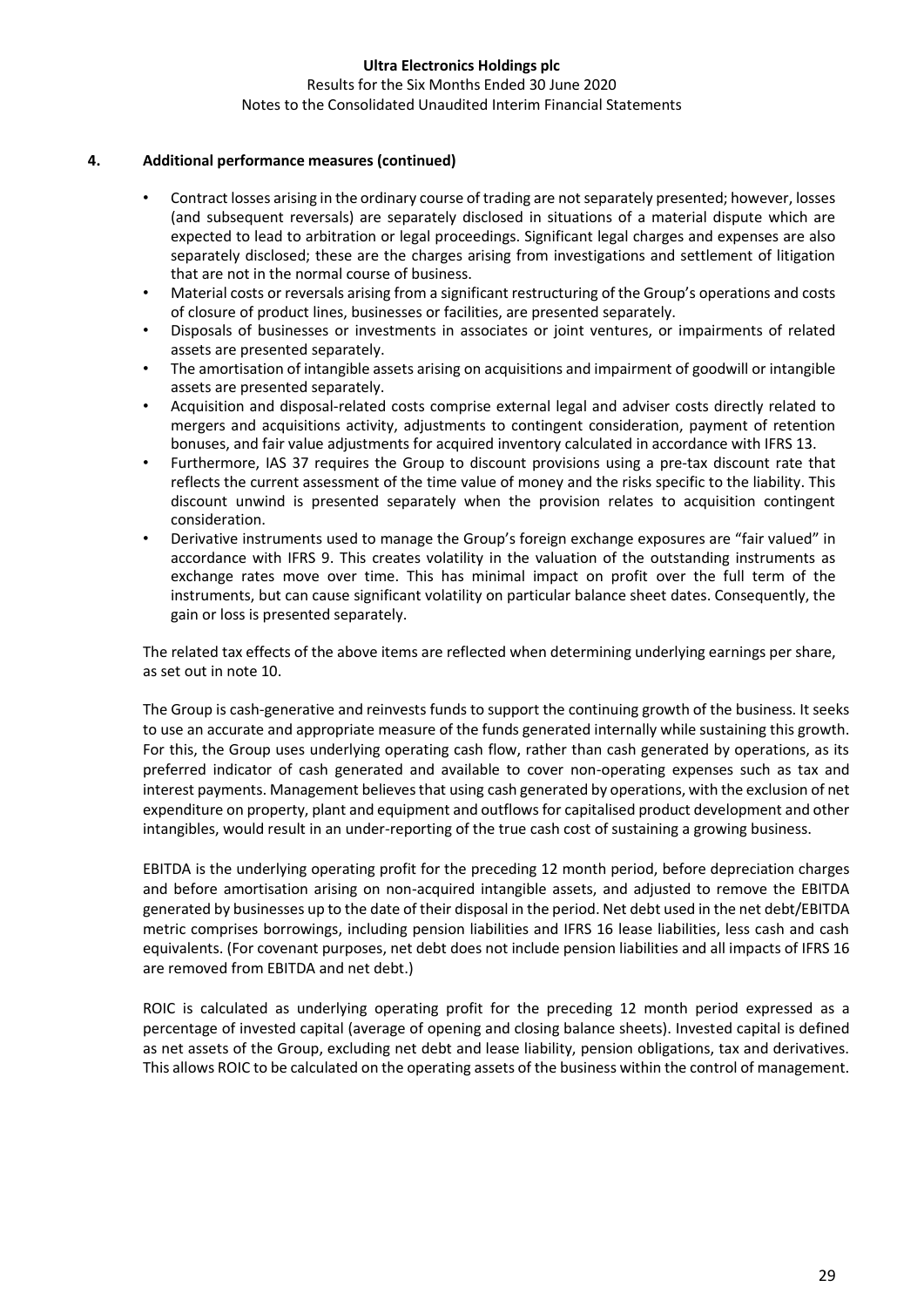## 4. Additional performance measures (continued)

- Contract losses arising in the ordinary course of trading are not separately presented; however, losses (and subsequent reversals) are separately disclosed in situations of a material dispute which are expected to lead to arbitration or legal proceedings. Significant legal charges and expenses are also separately disclosed; these are the charges arising from investigations and settlement of litigation that are not in the normal course of business.
- Material costs or reversals arising from a significant restructuring of the Group's operations and costs of closure of product lines, businesses or facilities, are presented separately.
- Disposals of businesses or investments in associates or joint ventures, or impairments of related assets are presented separately.
- The amortisation of intangible assets arising on acquisitions and impairment of goodwill or intangible assets are presented separately.
- Acquisition and disposal-related costs comprise external legal and adviser costs directly related to mergers and acquisitions activity, adjustments to contingent consideration, payment of retention bonuses, and fair value adjustments for acquired inventory calculated in accordance with IFRS 13.
- Furthermore, IAS 37 requires the Group to discount provisions using a pre-tax discount rate that reflects the current assessment of the time value of money and the risks specific to the liability. This discount unwind is presented separately when the provision relates to acquisition contingent consideration.
- Derivative instruments used to manage the Group's foreign exchange exposures are "fair valued" in accordance with IFRS 9. This creates volatility in the valuation of the outstanding instruments as exchange rates move over time. This has minimal impact on profit over the full term of the instruments, but can cause significant volatility on particular balance sheet dates. Consequently, the gain or loss is presented separately.

The related tax effects of the above items are reflected when determining underlying earnings per share, as set out in note 10.

The Group is cash-generative and reinvests funds to support the continuing growth of the business. It seeks to use an accurate and appropriate measure of the funds generated internally while sustaining this growth. For this, the Group uses underlying operating cash flow, rather than cash generated by operations, as its preferred indicator of cash generated and available to cover non-operating expenses such as tax and interest payments. Management believes that using cash generated by operations, with the exclusion of net expenditure on property, plant and equipment and outflows for capitalised product development and other intangibles, would result in an under-reporting of the true cash cost of sustaining a growing business.

EBITDA is the underlying operating profit for the preceding 12 month period, before depreciation charges and before amortisation arising on non-acquired intangible assets, and adjusted to remove the EBITDA generated by businesses up to the date of their disposal in the period. Net debt used in the net debt/EBITDA metric comprises borrowings, including pension liabilities and IFRS 16 lease liabilities, less cash and cash equivalents. (For covenant purposes, net debt does not include pension liabilities and all impacts of IFRS 16 are removed from EBITDA and net debt.)

ROIC is calculated as underlying operating profit for the preceding 12 month period expressed as a percentage of invested capital (average of opening and closing balance sheets). Invested capital is defined as net assets of the Group, excluding net debt and lease liability, pension obligations, tax and derivatives. This allows ROIC to be calculated on the operating assets of the business within the control of management.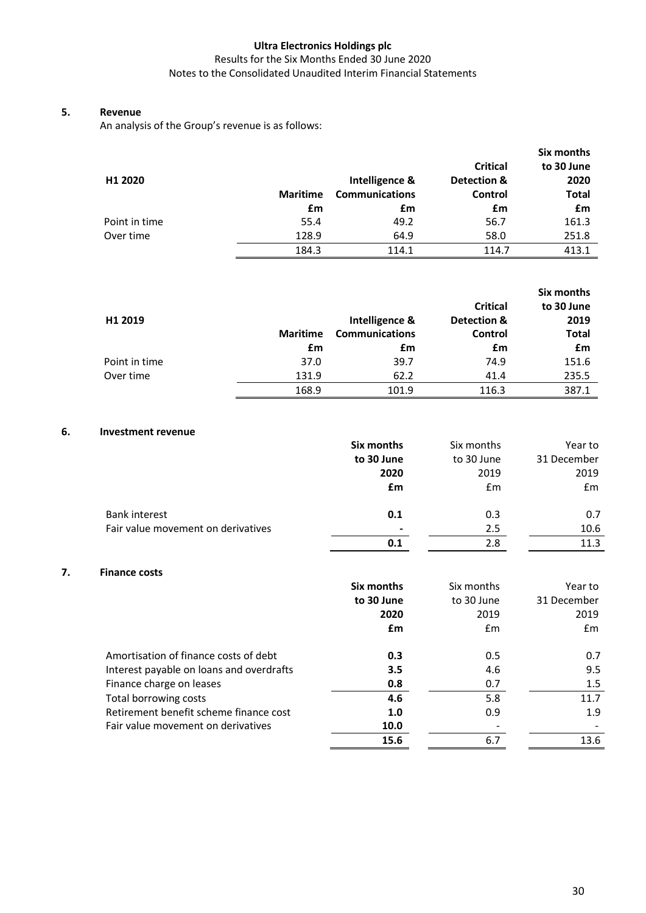## 5. Revenue

An analysis of the Group's revenue is as follows:

| H1 2020 | Maritime | Intelligence & Communications | Critical Detection & Control | Six months to 30 June 2020 Total |
|---|---|---|---|---|
| | £m | £m | £m | £m |
| Point in time | 55.4 | 49.2 | 56.7 | 161.3 |
| Over time | 128.9 | 64.9 | 58.0 | 251.8 |
| | 184.3 | 114.1 | 114.7 | 413.1 |

| H1 2019 | Maritime | Intelligence & Communications | Critical Detection & Control | Six months to 30 June 2019 Total |
|---|---|---|---|---|
| | £m | £m | £m | £m |
| Point in time | 37.0 | 39.7 | 74.9 | 151.6 |
| Over time | 131.9 | 62.2 | 41.4 | 235.5 |
| | 168.9 | 101.9 | 116.3 | 387.1 |

## 6. Investment revenue

| | Six months to 30 June 2020 | Six months to 30 June 2019 | Year to 31 December 2019 |
|---|---|---|---|
| | £m | £m | £m |
| Bank interest | 0.1 | 0.3 | 0.7 |
| Fair value movement on derivatives | - | 2.5 | 10.6 |
| | 0.1 | 2.8 | 11.3 |

## 7. Finance costs

| | Six months to 30 June 2020 | Six months to 30 June 2019 | Year to 31 December 2019 |
|---|---|---|---|
| | £m | £m | £m |
| Amortisation of finance costs of debt | 0.3 | 0.5 | 0.7 |
| Interest payable on loans and overdrafts | 3.5 | 4.6 | 9.5 |
| Finance charge on leases | 0.8 | 0.7 | 1.5 |
| Total borrowing costs | 4.6 | 5.8 | 11.7 |
| Retirement benefit scheme finance cost | 1.0 | 0.9 | 1.9 |
| Fair value movement on derivatives | 10.0 | - | - |
| | 15.6 | 6.7 | 13.6 |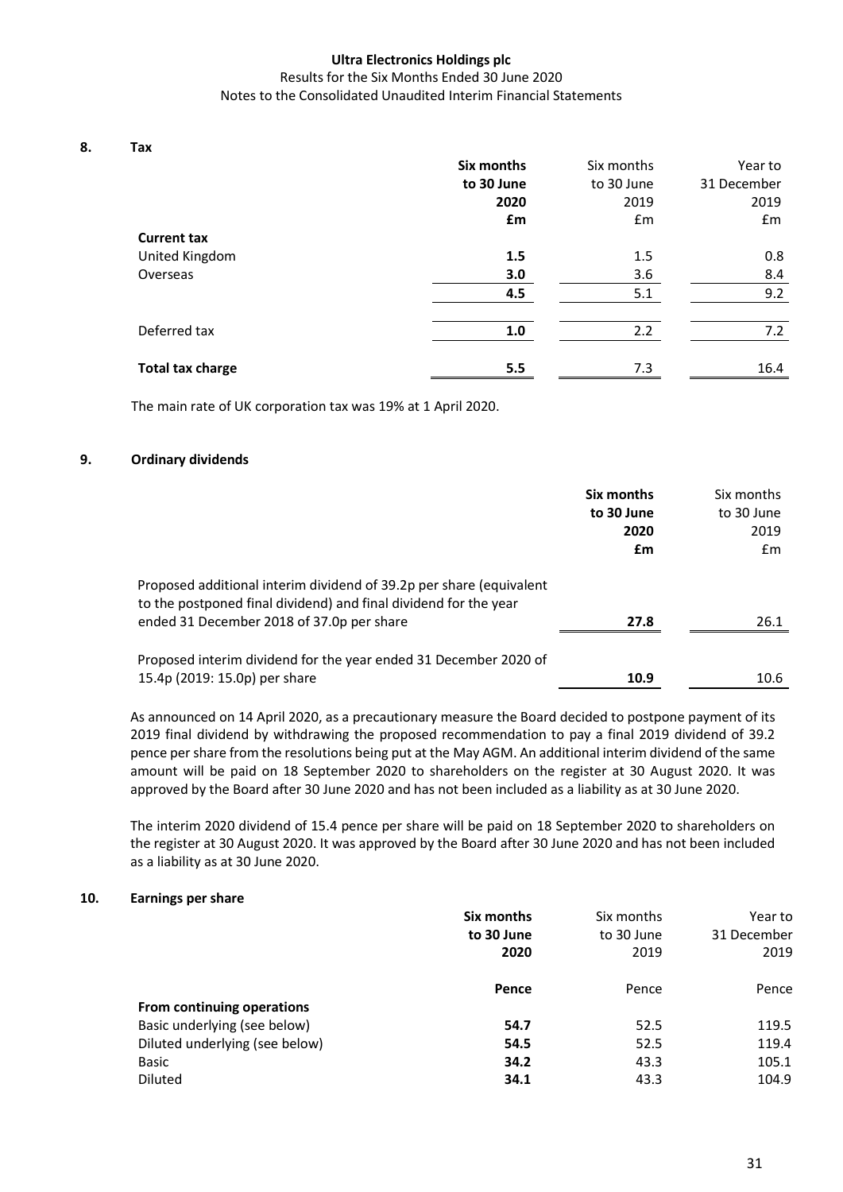## 8. Tax

| | Six months to 30 June 2020 £m | Six months to 30 June 2019 £m | Year to 31 December 2019 £m |
|---|---|---|---|
| **Current tax** | | | |
| United Kingdom | **1.5** | 1.5 | 0.8 |
| Overseas | **3.0** | 3.6 | 8.4 |
| | **4.5** | 5.1 | 9.2 |
| Deferred tax | **1.0** | 2.2 | 7.2 |
| **Total tax charge** | **5.5** | 7.3 | 16.4 |

The main rate of UK corporation tax was 19% at 1 April 2020.

## 9. Ordinary dividends

| | Six months to 30 June 2020 £m | Six months to 30 June 2019 £m |
|---|---|---|
| Proposed additional interim dividend of 39.2p per share (equivalent to the postponed final dividend) and final dividend for the year ended 31 December 2018 of 37.0p per share | **27.8** | 26.1 |
| Proposed interim dividend for the year ended 31 December 2020 of 15.4p (2019: 15.0p) per share | **10.9** | 10.6 |

As announced on 14 April 2020, as a precautionary measure the Board decided to postpone payment of its 2019 final dividend by withdrawing the proposed recommendation to pay a final 2019 dividend of 39.2 pence per share from the resolutions being put at the May AGM. An additional interim dividend of the same amount will be paid on 18 September 2020 to shareholders on the register at 30 August 2020. It was approved by the Board after 30 June 2020 and has not been included as a liability as at 30 June 2020.

The interim 2020 dividend of 15.4 pence per share will be paid on 18 September 2020 to shareholders on the register at 30 August 2020. It was approved by the Board after 30 June 2020 and has not been included as a liability as at 30 June 2020.

## 10. Earnings per share

| | Six months to 30 June 2020 Pence | Six months to 30 June 2019 Pence | Year to 31 December 2019 Pence |
|---|---|---|---|
| **From continuing operations** | | | |
| Basic underlying (see below) | **54.7** | 52.5 | 119.5 |
| Diluted underlying (see below) | **54.5** | 52.5 | 119.4 |
| Basic | **34.2** | 43.3 | 105.1 |
| Diluted | **34.1** | 43.3 | 104.9 |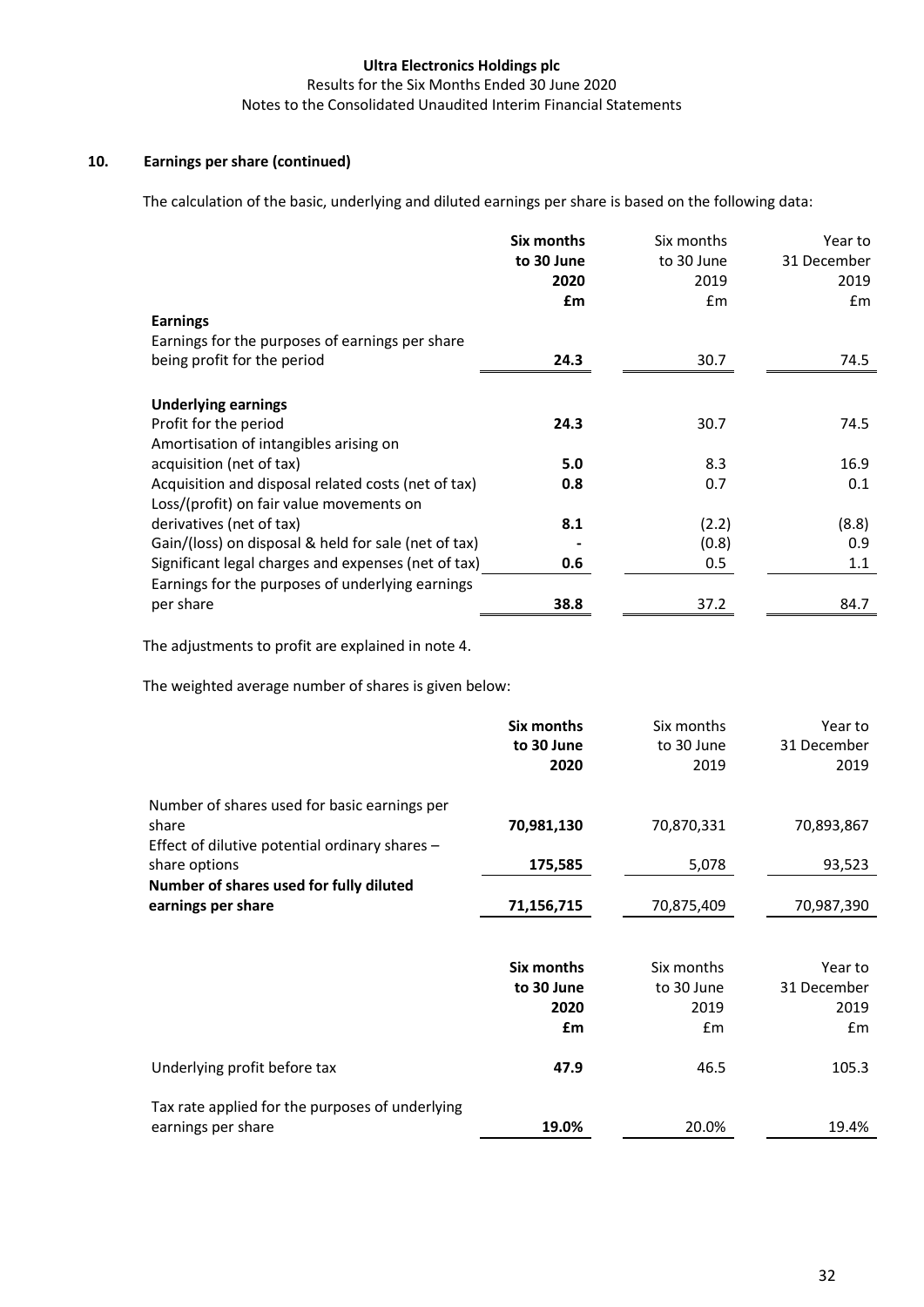## 10. Earnings per share (continued)

The calculation of the basic, underlying and diluted earnings per share is based on the following data:

| | **Six months to 30 June 2020 £m** | Six months to 30 June 2019 £m | Year to 31 December 2019 £m |
|---|---|---|---|
| **Earnings** | | | |
| Earnings for the purposes of earnings per share being profit for the period | **24.3** | 30.7 | 74.5 |
| **Underlying earnings** | | | |
| Profit for the period | **24.3** | 30.7 | 74.5 |
| Amortisation of intangibles arising on acquisition (net of tax) | **5.0** | 8.3 | 16.9 |
| Acquisition and disposal related costs (net of tax) | **0.8** | 0.7 | 0.1 |
| Loss/(profit) on fair value movements on derivatives (net of tax) | **8.1** | (2.2) | (8.8) |
| Gain/(loss) on disposal & held for sale (net of tax) | **-** | (0.8) | 0.9 |
| Significant legal charges and expenses (net of tax) | **0.6** | 0.5 | 1.1 |
| Earnings for the purposes of underlying earnings per share | **38.8** | 37.2 | 84.7 |

The adjustments to profit are explained in note 4.

The weighted average number of shares is given below:

| | **Six months to 30 June 2020** | Six months to 30 June 2019 | Year to 31 December 2019 |
|---|---|---|---|
| Number of shares used for basic earnings per share | **70,981,130** | 70,870,331 | 70,893,867 |
| Effect of dilutive potential ordinary shares – share options | **175,585** | 5,078 | 93,523 |
| **Number of shares used for fully diluted earnings per share** | **71,156,715** | 70,875,409 | 70,987,390 |

| | **Six months to 30 June 2020 £m** | Six months to 30 June 2019 £m | Year to 31 December 2019 £m |
|---|---|---|---|
| Underlying profit before tax | **47.9** | 46.5 | 105.3 |
| Tax rate applied for the purposes of underlying earnings per share | **19.0%** | 20.0% | 19.4% |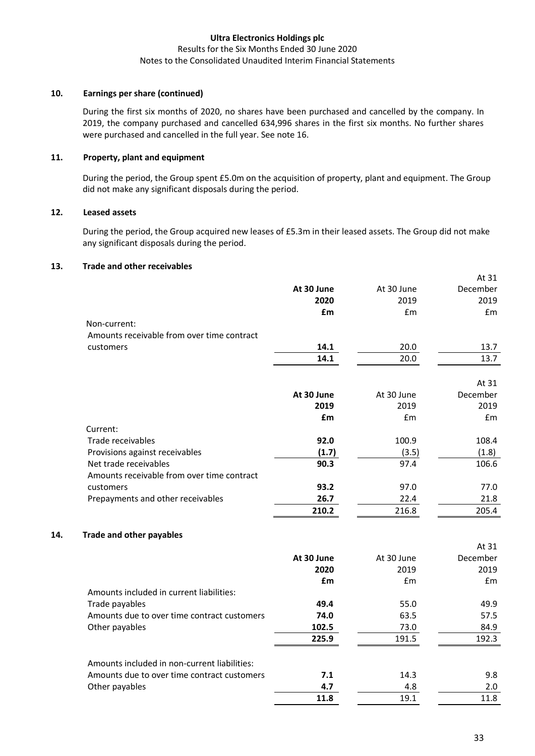## 10. Earnings per share (continued)

During the first six months of 2020, no shares have been purchased and cancelled by the company. In 2019, the company purchased and cancelled 634,996 shares in the first six months. No further shares were purchased and cancelled in the full year. See note 16.

## 11. Property, plant and equipment

During the period, the Group spent £5.0m on the acquisition of property, plant and equipment. The Group did not make any significant disposals during the period.

## 12. Leased assets

During the period, the Group acquired new leases of £5.3m in their leased assets. The Group did not make any significant disposals during the period.

## 13. Trade and other receivables

| | **At 30 June 2020 £m** | At 30 June 2019 £m | At 31 December 2019 £m |
|---|---|---|---|
| Non-current: | | | |
| Amounts receivable from over time contract customers | **14.1** | 20.0 | 13.7 |
| | **14.1** | 20.0 | 13.7 |

| | **At 30 June 2019 £m** | At 30 June 2019 £m | At 31 December 2019 £m |
|---|---|---|---|
| Current: | | | |
| Trade receivables | **92.0** | 100.9 | 108.4 |
| Provisions against receivables | **(1.7)** | (3.5) | (1.8) |
| Net trade receivables | **90.3** | 97.4 | 106.6 |
| Amounts receivable from over time contract customers | **93.2** | 97.0 | 77.0 |
| Prepayments and other receivables | **26.7** | 22.4 | 21.8 |
| | **210.2** | 216.8 | 205.4 |

## 14. Trade and other payables

| | **At 30 June 2020 £m** | At 30 June 2019 £m | At 31 December 2019 £m |
|---|---|---|---|
| Amounts included in current liabilities: | | | |
| Trade payables | **49.4** | 55.0 | 49.9 |
| Amounts due to over time contract customers | **74.0** | 63.5 | 57.5 |
| Other payables | **102.5** | 73.0 | 84.9 |
| | **225.9** | 191.5 | 192.3 |
| | | | |
| Amounts included in non-current liabilities: | | | |
| Amounts due to over time contract customers | **7.1** | 14.3 | 9.8 |
| Other payables | **4.7** | 4.8 | 2.0 |
| | **11.8** | 19.1 | 11.8 |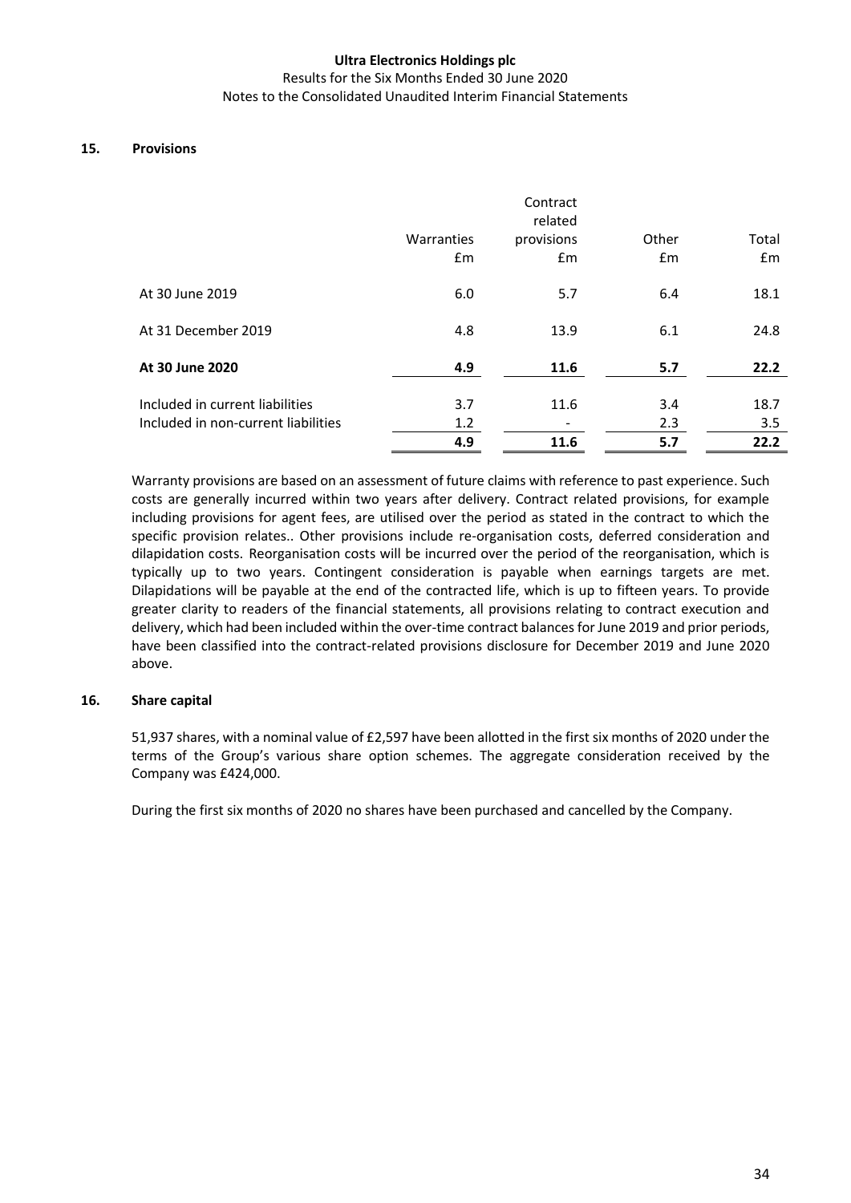## 15. Provisions

| | Warranties £m | Contract related provisions £m | Other £m | Total £m |
|---|---|---|---|---|
| At 30 June 2019 | 6.0 | 5.7 | 6.4 | 18.1 |
| At 31 December 2019 | 4.8 | 13.9 | 6.1 | 24.8 |
| **At 30 June 2020** | **4.9** | **11.6** | **5.7** | **22.2** |
| Included in current liabilities | 3.7 | 11.6 | 3.4 | 18.7 |
| Included in non-current liabilities | 1.2 | - | 2.3 | 3.5 |
| | **4.9** | **11.6** | **5.7** | **22.2** |

Warranty provisions are based on an assessment of future claims with reference to past experience. Such costs are generally incurred within two years after delivery. Contract related provisions, for example including provisions for agent fees, are utilised over the period as stated in the contract to which the specific provision relates.. Other provisions include re-organisation costs, deferred consideration and dilapidation costs. Reorganisation costs will be incurred over the period of the reorganisation, which is typically up to two years. Contingent consideration is payable when earnings targets are met. Dilapidations will be payable at the end of the contracted life, which is up to fifteen years. To provide greater clarity to readers of the financial statements, all provisions relating to contract execution and delivery, which had been included within the over-time contract balances for June 2019 and prior periods, have been classified into the contract-related provisions disclosure for December 2019 and June 2020 above.

## 16. Share capital

51,937 shares, with a nominal value of £2,597 have been allotted in the first six months of 2020 under the terms of the Group's various share option schemes. The aggregate consideration received by the Company was £424,000.

During the first six months of 2020 no shares have been purchased and cancelled by the Company.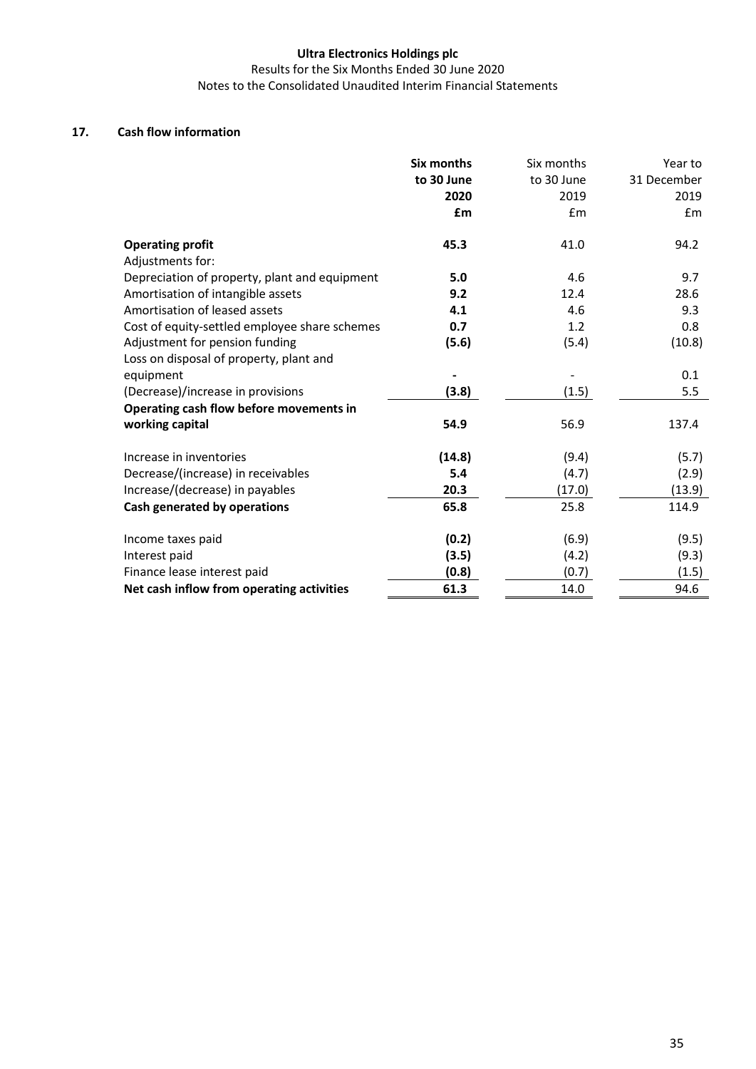### 17. Cash flow information

| | **Six months to 30 June 2020 £m** | Six months to 30 June 2019 £m | Year to 31 December 2019 £m |
|---|---|---|---|
| **Operating profit** | **45.3** | 41.0 | 94.2 |
| Adjustments for: | | | |
| Depreciation of property, plant and equipment | **5.0** | 4.6 | 9.7 |
| Amortisation of intangible assets | **9.2** | 12.4 | 28.6 |
| Amortisation of leased assets | **4.1** | 4.6 | 9.3 |
| Cost of equity-settled employee share schemes | **0.7** | 1.2 | 0.8 |
| Adjustment for pension funding | **(5.6)** | (5.4) | (10.8) |
| Loss on disposal of property, plant and equipment | **-** | - | 0.1 |
| (Decrease)/increase in provisions | **(3.8)** | (1.5) | 5.5 |
| **Operating cash flow before movements in working capital** | **54.9** | 56.9 | 137.4 |
| Increase in inventories | **(14.8)** | (9.4) | (5.7) |
| Decrease/(increase) in receivables | **5.4** | (4.7) | (2.9) |
| Increase/(decrease) in payables | **20.3** | (17.0) | (13.9) |
| **Cash generated by operations** | **65.8** | 25.8 | 114.9 |
| Income taxes paid | **(0.2)** | (6.9) | (9.5) |
| Interest paid | **(3.5)** | (4.2) | (9.3) |
| Finance lease interest paid | **(0.8)** | (0.7) | (1.5) |
| **Net cash inflow from operating activities** | **61.3** | 14.0 | 94.6 |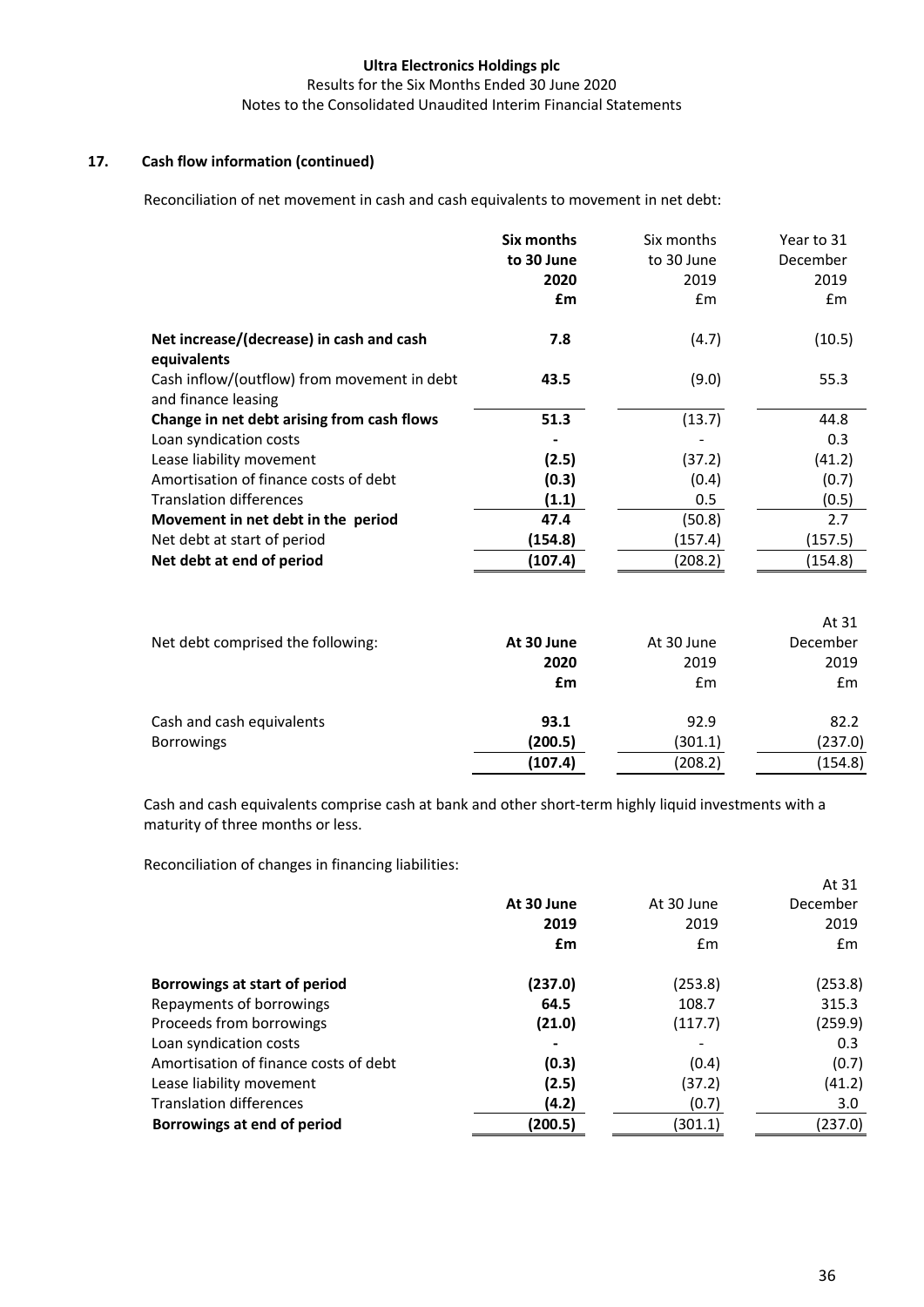### 17. Cash flow information (continued)

Reconciliation of net movement in cash and cash equivalents to movement in net debt:

| | **Six months to 30 June 2020 £m** | Six months to 30 June 2019 £m | Year to 31 December 2019 £m |
|---|---|---|---|
| **Net increase/(decrease) in cash and cash equivalents** | **7.8** | (4.7) | (10.5) |
| Cash inflow/(outflow) from movement in debt and finance leasing | **43.5** | (9.0) | 55.3 |
| **Change in net debt arising from cash flows** | **51.3** | (13.7) | 44.8 |
| Loan syndication costs | **-** | - | 0.3 |
| Lease liability movement | **(2.5)** | (37.2) | (41.2) |
| Amortisation of finance costs of debt | **(0.3)** | (0.4) | (0.7) |
| Translation differences | **(1.1)** | 0.5 | (0.5) |
| **Movement in net debt in the period** | **47.4** | (50.8) | 2.7 |
| Net debt at start of period | **(154.8)** | (157.4) | (157.5) |
| **Net debt at end of period** | **(107.4)** | (208.2) | (154.8) |

| Net debt comprised the following: | **At 30 June 2020 £m** | At 30 June 2019 £m | At 31 December 2019 £m |
|---|---|---|---|
| Cash and cash equivalents | **93.1** | 92.9 | 82.2 |
| Borrowings | **(200.5)** | (301.1) | (237.0) |
| | **(107.4)** | (208.2) | (154.8) |

Cash and cash equivalents comprise cash at bank and other short-term highly liquid investments with a maturity of three months or less.

Reconciliation of changes in financing liabilities:

| | **At 30 June 2019 £m** | At 30 June 2019 £m | At 31 December 2019 £m |
|---|---|---|---|
| **Borrowings at start of period** | **(237.0)** | (253.8) | (253.8) |
| Repayments of borrowings | **64.5** | 108.7 | 315.3 |
| Proceeds from borrowings | **(21.0)** | (117.7) | (259.9) |
| Loan syndication costs | **-** | - | 0.3 |
| Amortisation of finance costs of debt | **(0.3)** | (0.4) | (0.7) |
| Lease liability movement | **(2.5)** | (37.2) | (41.2) |
| Translation differences | **(4.2)** | (0.7) | 3.0 |
| **Borrowings at end of period** | **(200.5)** | (301.1) | (237.0) |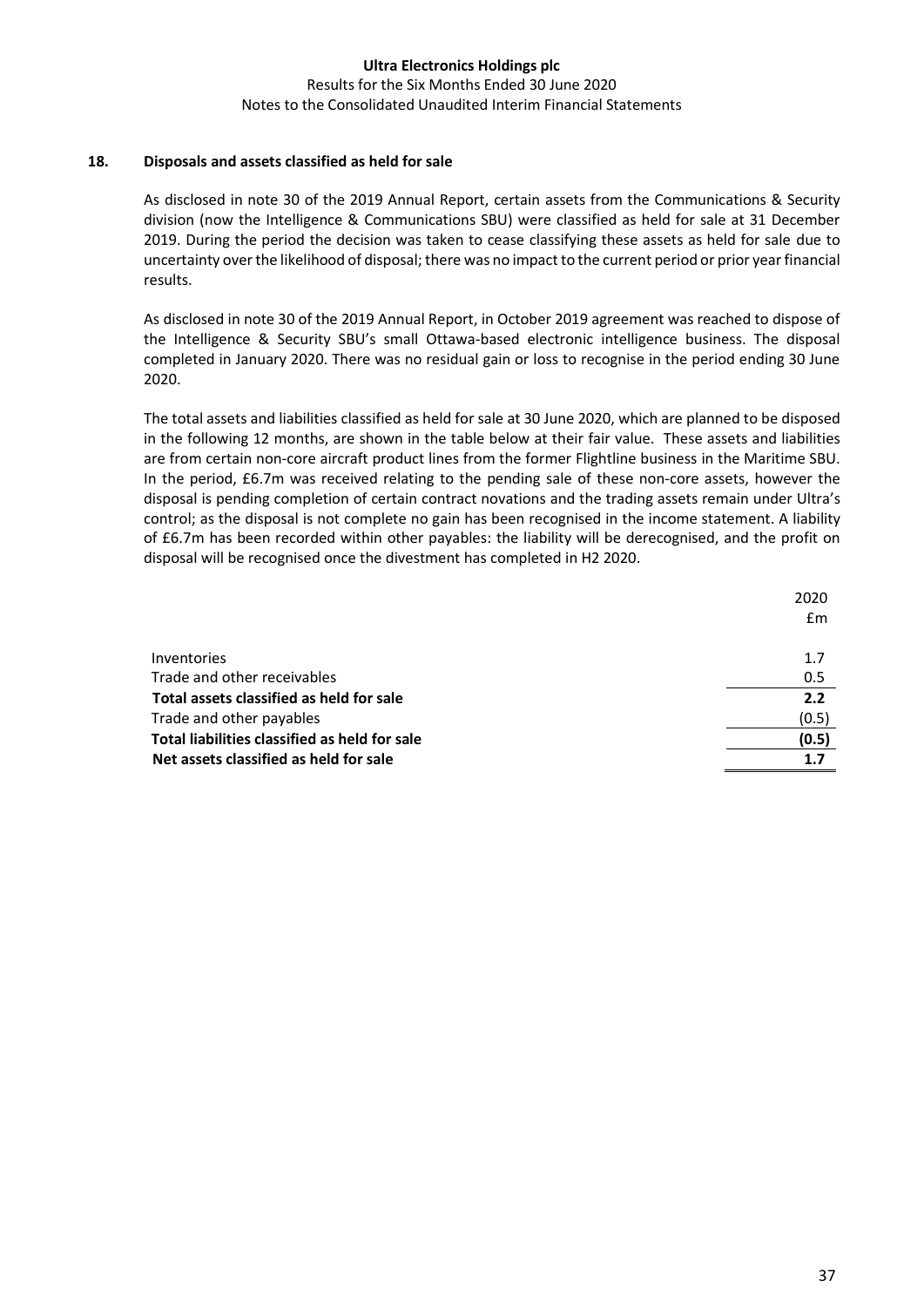## 18. Disposals and assets classified as held for sale

As disclosed in note 30 of the 2019 Annual Report, certain assets from the Communications & Security division (now the Intelligence & Communications SBU) were classified as held for sale at 31 December 2019. During the period the decision was taken to cease classifying these assets as held for sale due to uncertainty over the likelihood of disposal; there was no impact to the current period or prior year financial results.

As disclosed in note 30 of the 2019 Annual Report, in October 2019 agreement was reached to dispose of the Intelligence & Security SBU's small Ottawa-based electronic intelligence business. The disposal completed in January 2020. There was no residual gain or loss to recognise in the period ending 30 June 2020.

The total assets and liabilities classified as held for sale at 30 June 2020, which are planned to be disposed in the following 12 months, are shown in the table below at their fair value. These assets and liabilities are from certain non-core aircraft product lines from the former Flightline business in the Maritime SBU. In the period, £6.7m was received relating to the pending sale of these non-core assets, however the disposal is pending completion of certain contract novations and the trading assets remain under Ultra's control; as the disposal is not complete no gain has been recognised in the income statement. A liability of £6.7m has been recorded within other payables: the liability will be derecognised, and the profit on disposal will be recognised once the divestment has completed in H2 2020.

| | 2020 £m |
|---|---|
| Inventories | 1.7 |
| Trade and other receivables | 0.5 |
| **Total assets classified as held for sale** | **2.2** |
| Trade and other payables | (0.5) |
| **Total liabilities classified as held for sale** | **(0.5)** |
| **Net assets classified as held for sale** | **1.7** |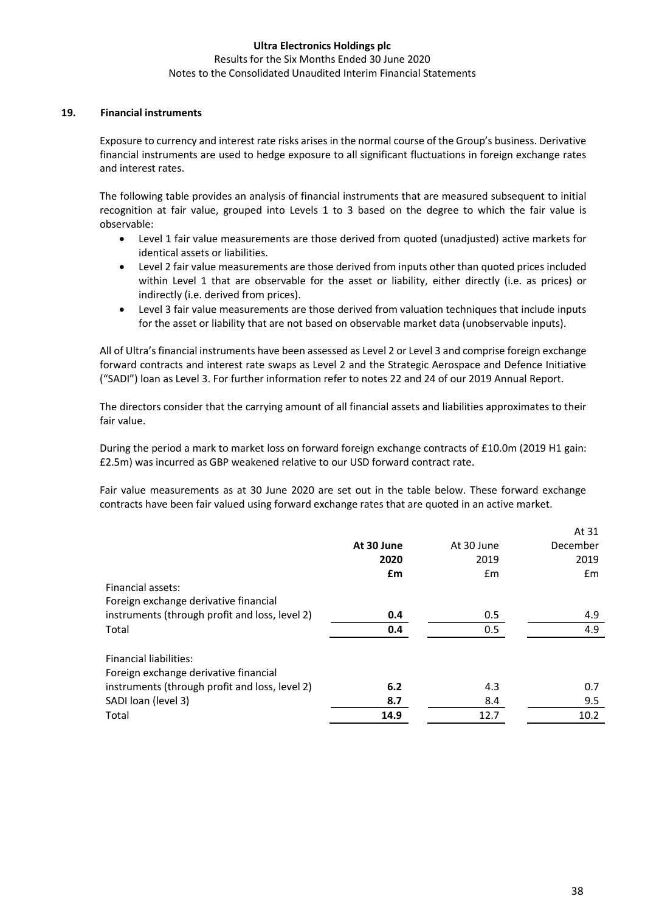## 19. Financial instruments

Exposure to currency and interest rate risks arises in the normal course of the Group's business. Derivative financial instruments are used to hedge exposure to all significant fluctuations in foreign exchange rates and interest rates.

The following table provides an analysis of financial instruments that are measured subsequent to initial recognition at fair value, grouped into Levels 1 to 3 based on the degree to which the fair value is observable:

- Level 1 fair value measurements are those derived from quoted (unadjusted) active markets for identical assets or liabilities.
- Level 2 fair value measurements are those derived from inputs other than quoted prices included within Level 1 that are observable for the asset or liability, either directly (i.e. as prices) or indirectly (i.e. derived from prices).
- Level 3 fair value measurements are those derived from valuation techniques that include inputs for the asset or liability that are not based on observable market data (unobservable inputs).

All of Ultra's financial instruments have been assessed as Level 2 or Level 3 and comprise foreign exchange forward contracts and interest rate swaps as Level 2 and the Strategic Aerospace and Defence Initiative ("SADI") loan as Level 3. For further information refer to notes 22 and 24 of our 2019 Annual Report.

The directors consider that the carrying amount of all financial assets and liabilities approximates to their fair value.

During the period a mark to market loss on forward foreign exchange contracts of £10.0m (2019 H1 gain: £2.5m) was incurred as GBP weakened relative to our USD forward contract rate.

Fair value measurements as at 30 June 2020 are set out in the table below. These forward exchange contracts have been fair valued using forward exchange rates that are quoted in an active market.

| | **At 30 June 2020 £m** | At 30 June 2019 £m | At 31 December 2019 £m |
|---|---|---|---|
| Financial assets: | | | |
| Foreign exchange derivative financial instruments (through profit and loss, level 2) | **0.4** | 0.5 | 4.9 |
| Total | **0.4** | 0.5 | 4.9 |
| Financial liabilities: | | | |
| Foreign exchange derivative financial instruments (through profit and loss, level 2) | **6.2** | 4.3 | 0.7 |
| SADI loan (level 3) | **8.7** | 8.4 | 9.5 |
| Total | **14.9** | 12.7 | 10.2 |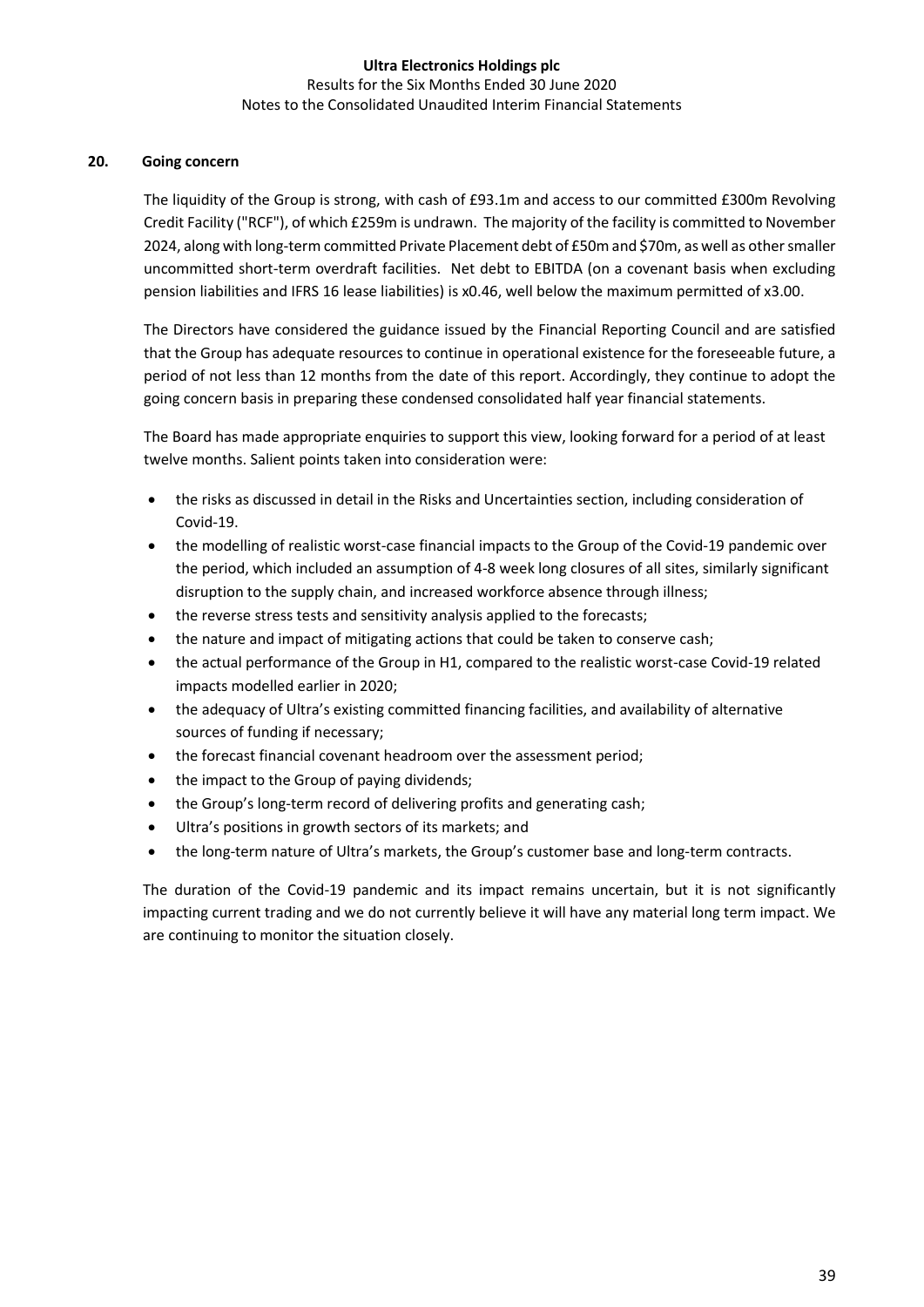## 20. Going concern

The liquidity of the Group is strong, with cash of £93.1m and access to our committed £300m Revolving Credit Facility ("RCF"), of which £259m is undrawn. The majority of the facility is committed to November 2024, along with long-term committed Private Placement debt of £50m and $70m, as well as other smaller uncommitted short-term overdraft facilities. Net debt to EBITDA (on a covenant basis when excluding pension liabilities and IFRS 16 lease liabilities) is x0.46, well below the maximum permitted of x3.00.

The Directors have considered the guidance issued by the Financial Reporting Council and are satisfied that the Group has adequate resources to continue in operational existence for the foreseeable future, a period of not less than 12 months from the date of this report. Accordingly, they continue to adopt the going concern basis in preparing these condensed consolidated half year financial statements.

The Board has made appropriate enquiries to support this view, looking forward for a period of at least twelve months. Salient points taken into consideration were:

- the risks as discussed in detail in the Risks and Uncertainties section, including consideration of Covid-19.
- the modelling of realistic worst-case financial impacts to the Group of the Covid-19 pandemic over the period, which included an assumption of 4-8 week long closures of all sites, similarly significant disruption to the supply chain, and increased workforce absence through illness;
- the reverse stress tests and sensitivity analysis applied to the forecasts;
- the nature and impact of mitigating actions that could be taken to conserve cash;
- the actual performance of the Group in H1, compared to the realistic worst-case Covid-19 related impacts modelled earlier in 2020;
- the adequacy of Ultra's existing committed financing facilities, and availability of alternative sources of funding if necessary;
- the forecast financial covenant headroom over the assessment period;
- the impact to the Group of paying dividends;
- the Group's long-term record of delivering profits and generating cash;
- Ultra's positions in growth sectors of its markets; and
- the long-term nature of Ultra's markets, the Group's customer base and long-term contracts.

The duration of the Covid-19 pandemic and its impact remains uncertain, but it is not significantly impacting current trading and we do not currently believe it will have any material long term impact. We are continuing to monitor the situation closely.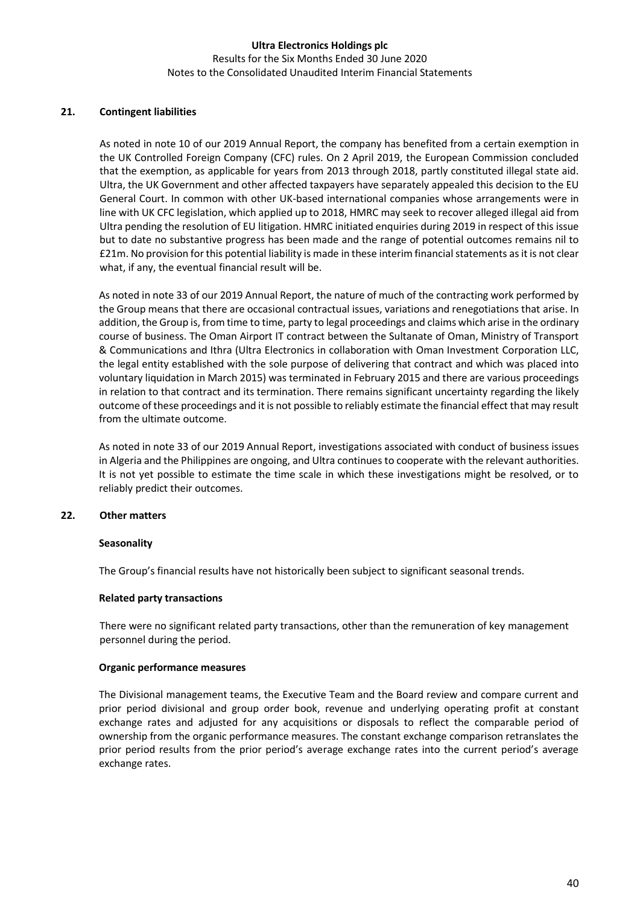## 21. Contingent liabilities

As noted in note 10 of our 2019 Annual Report, the company has benefited from a certain exemption in the UK Controlled Foreign Company (CFC) rules. On 2 April 2019, the European Commission concluded that the exemption, as applicable for years from 2013 through 2018, partly constituted illegal state aid. Ultra, the UK Government and other affected taxpayers have separately appealed this decision to the EU General Court. In common with other UK-based international companies whose arrangements were in line with UK CFC legislation, which applied up to 2018, HMRC may seek to recover alleged illegal aid from Ultra pending the resolution of EU litigation. HMRC initiated enquiries during 2019 in respect of this issue but to date no substantive progress has been made and the range of potential outcomes remains nil to £21m. No provision for this potential liability is made in these interim financial statements as it is not clear what, if any, the eventual financial result will be.

As noted in note 33 of our 2019 Annual Report, the nature of much of the contracting work performed by the Group means that there are occasional contractual issues, variations and renegotiations that arise. In addition, the Group is, from time to time, party to legal proceedings and claims which arise in the ordinary course of business. The Oman Airport IT contract between the Sultanate of Oman, Ministry of Transport & Communications and Ithra (Ultra Electronics in collaboration with Oman Investment Corporation LLC, the legal entity established with the sole purpose of delivering that contract and which was placed into voluntary liquidation in March 2015) was terminated in February 2015 and there are various proceedings in relation to that contract and its termination. There remains significant uncertainty regarding the likely outcome of these proceedings and it is not possible to reliably estimate the financial effect that may result from the ultimate outcome.

As noted in note 33 of our 2019 Annual Report, investigations associated with conduct of business issues in Algeria and the Philippines are ongoing, and Ultra continues to cooperate with the relevant authorities. It is not yet possible to estimate the time scale in which these investigations might be resolved, or to reliably predict their outcomes.

## 22. Other matters

**Seasonality**

The Group's financial results have not historically been subject to significant seasonal trends.

**Related party transactions**

There were no significant related party transactions, other than the remuneration of key management personnel during the period.

**Organic performance measures**

The Divisional management teams, the Executive Team and the Board review and compare current and prior period divisional and group order book, revenue and underlying operating profit at constant exchange rates and adjusted for any acquisitions or disposals to reflect the comparable period of ownership from the organic performance measures. The constant exchange comparison retranslates the prior period results from the prior period's average exchange rates into the current period's average exchange rates.